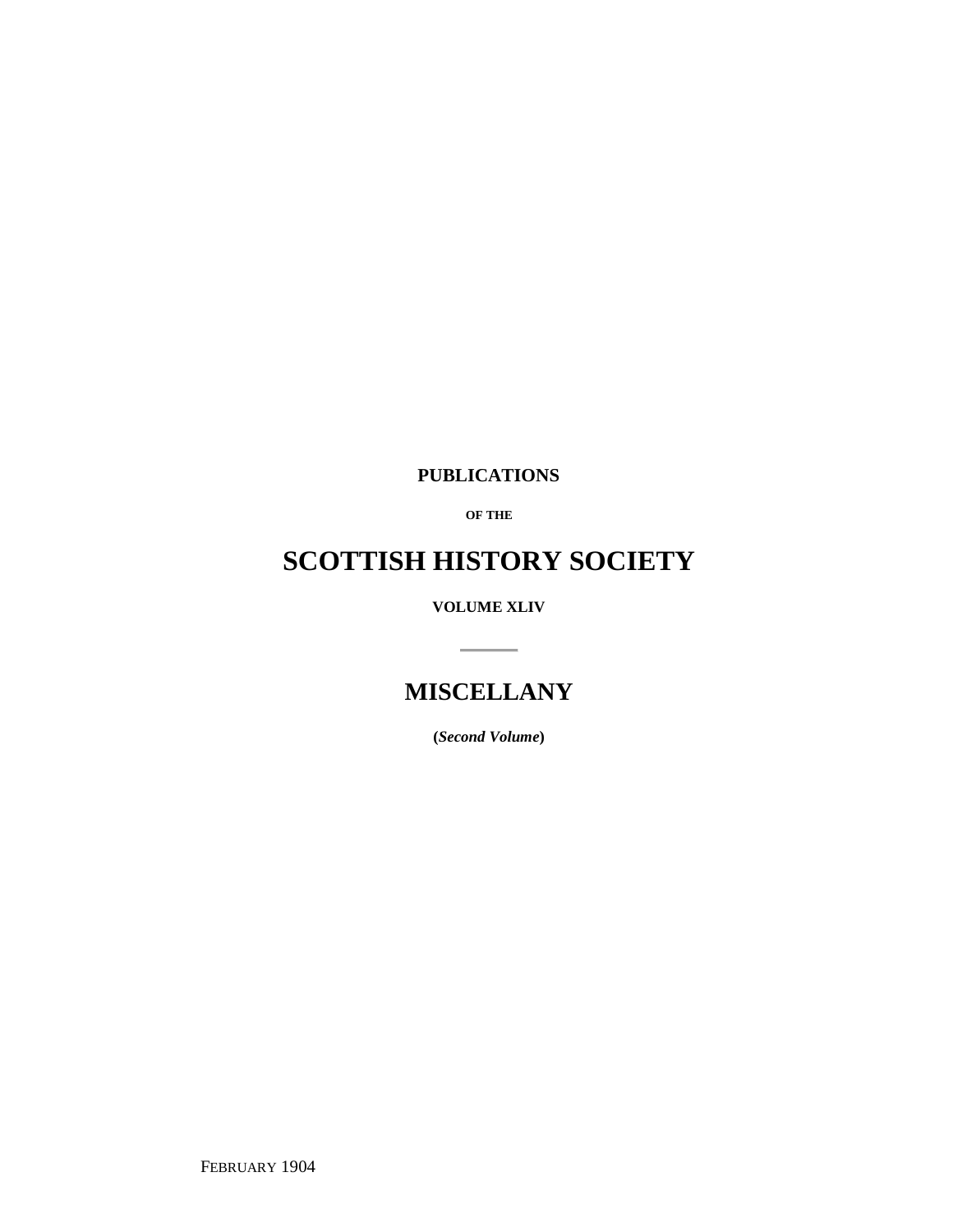**PUBLICATIONS**

**OF THE**

# SCOTTISH HISTORY SOCIETY

**VOLUME XLIV**

---

# MISCELLANY

**(*Second Volume*)**

FEBRUARY 1904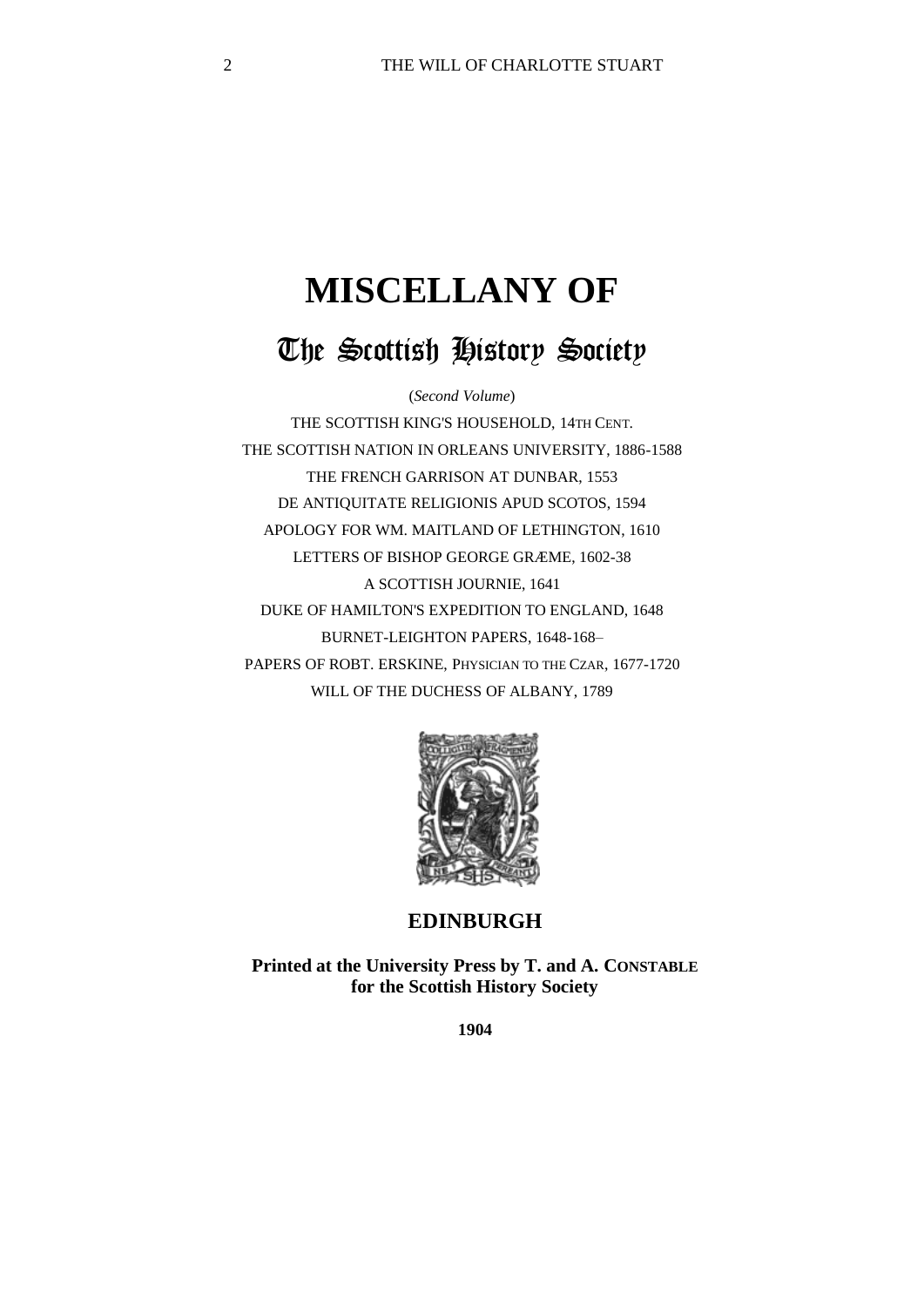# MISCELLANY OF

## The Scottish History Society

(*Second Volume*)

THE SCOTTISH KING'S HOUSEHOLD, 14TH CENT.

THE SCOTTISH NATION IN ORLEANS UNIVERSITY, 1886-1588

THE FRENCH GARRISON AT DUNBAR, 1553

DE ANTIQUITATE RELIGIONIS APUD SCOTOS, 1594

APOLOGY FOR WM. MAITLAND OF LETHINGTON, 1610

LETTERS OF BISHOP GEORGE GRÆME, 1602-38

A SCOTTISH JOURNIE, 1641

DUKE OF HAMILTON'S EXPEDITION TO ENGLAND, 1648

BURNET-LEIGHTON PAPERS, 1648-168–

PAPERS OF ROBT. ERSKINE, PHYSICIAN TO THE CZAR, 1677-1720

WILL OF THE DUCHESS OF ALBANY, 1789

**EDINBURGH**

**Printed at the University Press by T. and A. CONSTABLE for the Scottish History Society**

**1904**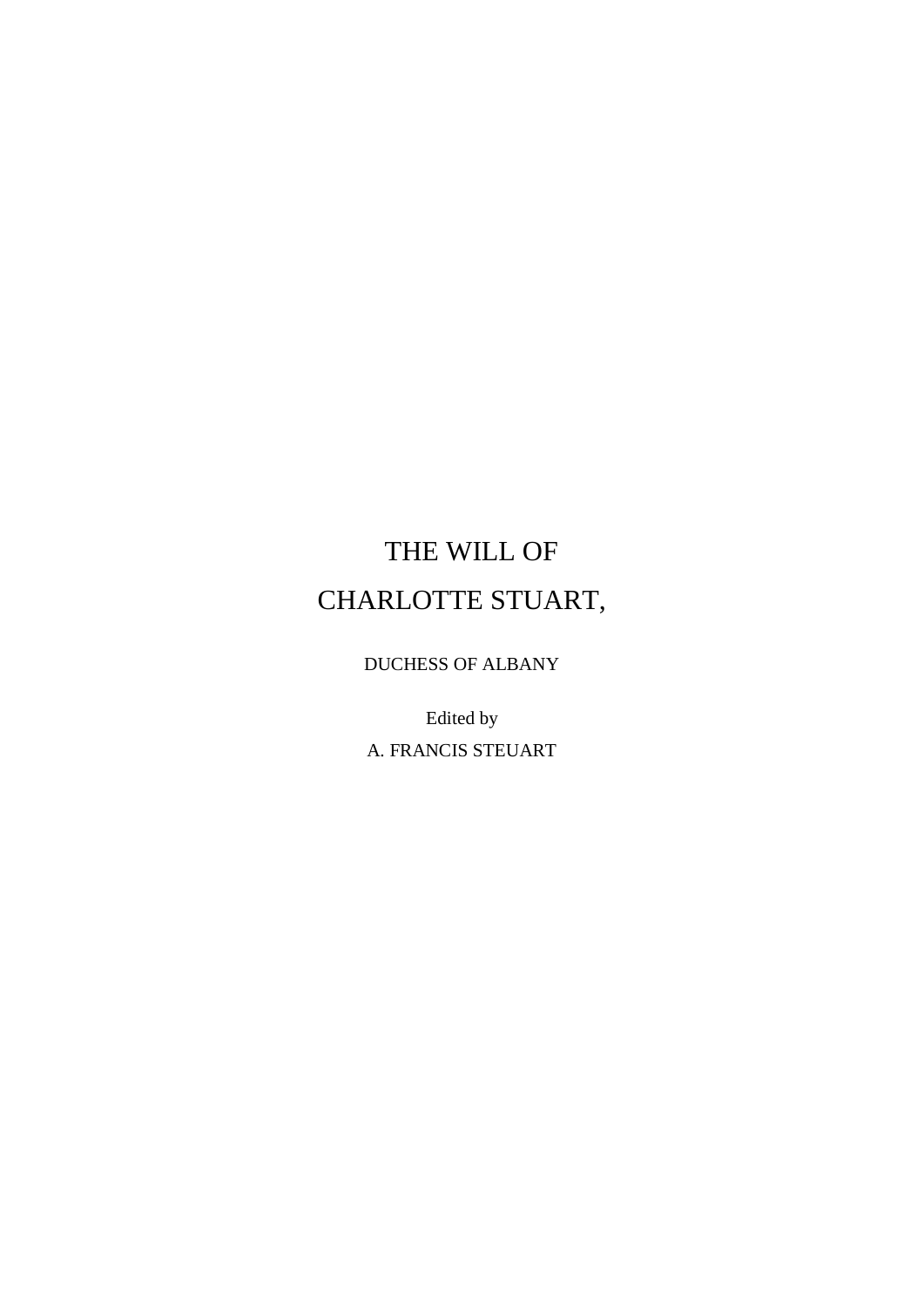# THE WILL OF
# CHARLOTTE STUART,

DUCHESS OF ALBANY

Edited by

A. FRANCIS STEUART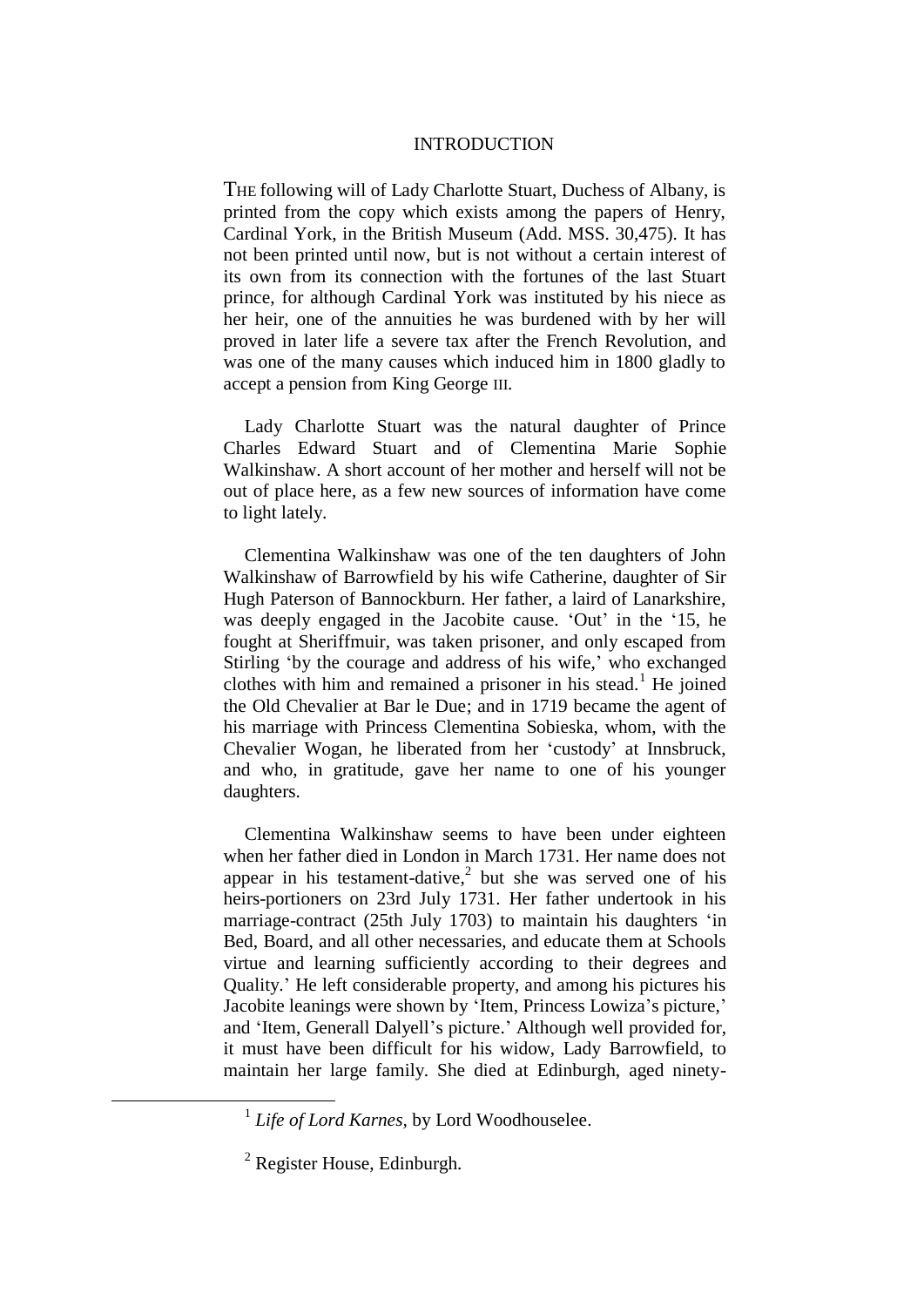# INTRODUCTION

THE following will of Lady Charlotte Stuart, Duchess of Albany, is printed from the copy which exists among the papers of Henry, Cardinal York, in the British Museum (Add. MSS. 30,475). It has not been printed until now, but is not without a certain interest of its own from its connection with the fortunes of the last Stuart prince, for although Cardinal York was instituted by his niece as her heir, one of the annuities he was burdened with by her will proved in later life a severe tax after the French Revolution, and was one of the many causes which induced him in 1800 gladly to accept a pension from King George III.

Lady Charlotte Stuart was the natural daughter of Prince Charles Edward Stuart and of Clementina Marie Sophie Walkinshaw. A short account of her mother and herself will not be out of place here, as a few new sources of information have come to light lately.

Clementina Walkinshaw was one of the ten daughters of John Walkinshaw of Barrowfield by his wife Catherine, daughter of Sir Hugh Paterson of Bannockburn. Her father, a laird of Lanarkshire, was deeply engaged in the Jacobite cause. 'Out' in the '15, he fought at Sheriffmuir, was taken prisoner, and only escaped from Stirling 'by the courage and address of his wife,' who exchanged clothes with him and remained a prisoner in his stead.[1] He joined the Old Chevalier at Bar le Due; and in 1719 became the agent of his marriage with Princess Clementina Sobieska, whom, with the Chevalier Wogan, he liberated from her 'custody' at Innsbruck, and who, in gratitude, gave her name to one of his younger daughters.

Clementina Walkinshaw seems to have been under eighteen when her father died in London in March 1731. Her name does not appear in his testament-dative,[2] but she was served one of his heirs-portioners on 23rd July 1731. Her father undertook in his marriage-contract (25th July 1703) to maintain his daughters 'in Bed, Board, and all other necessaries, and educate them at Schools virtue and learning sufficiently according to their degrees and Quality.' He left considerable property, and among his pictures his Jacobite leanings were shown by 'Item, Princess Lowiza's picture,' and 'Item, Generall Dalyell's picture.' Although well provided for, it must have been difficult for his widow, Lady Barrowfield, to maintain her large family. She died at Edinburgh, aged ninety-

[1] *Life of Lord Karnes,* by Lord Woodhouselee.

[2] Register House, Edinburgh.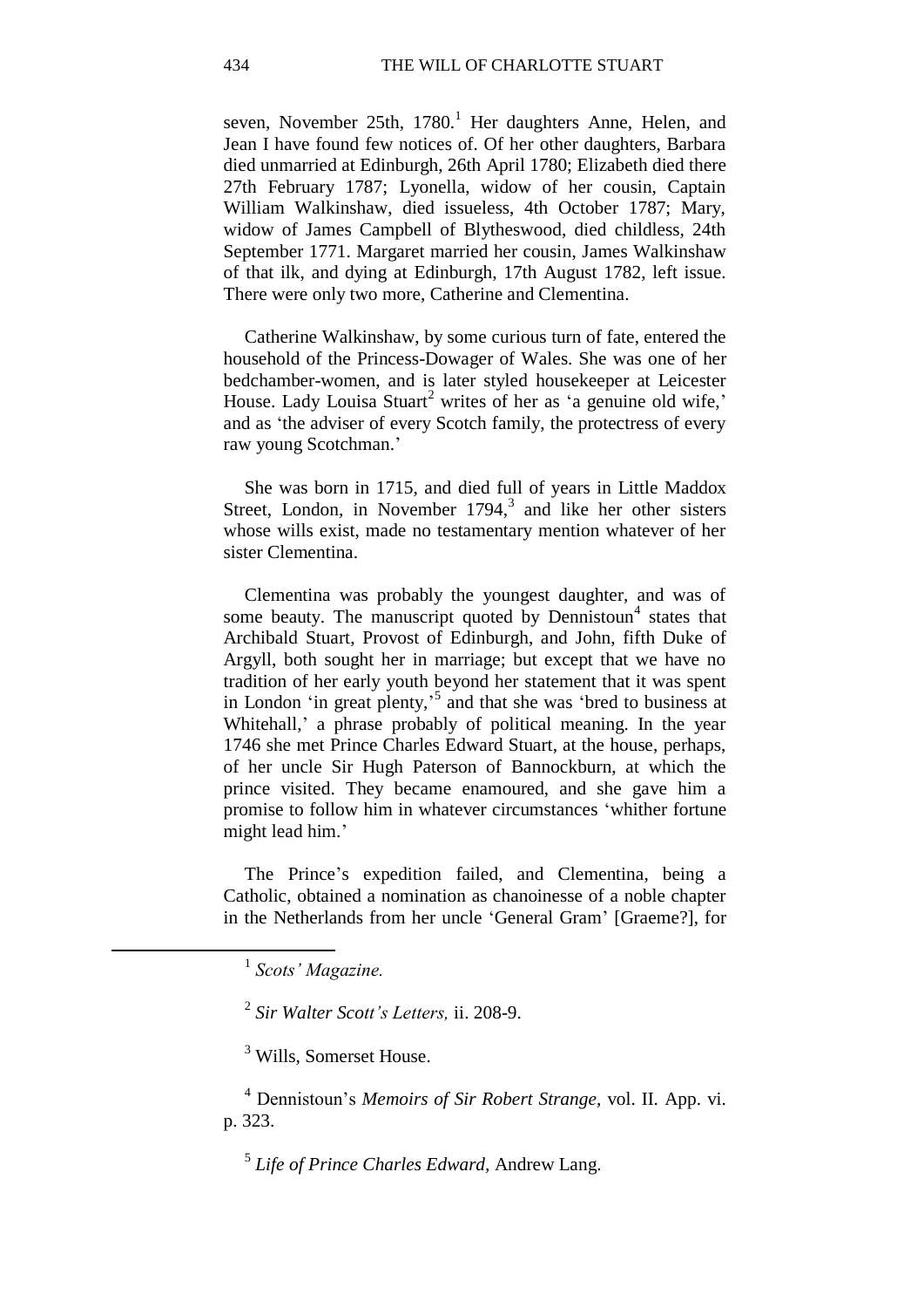seven, November 25th, 1780.[1] Her daughters Anne, Helen, and Jean I have found few notices of. Of her other daughters, Barbara died unmarried at Edinburgh, 26th April 1780; Elizabeth died there 27th February 1787; Lyonella, widow of her cousin, Captain William Walkinshaw, died issueless, 4th October 1787; Mary, widow of James Campbell of Blytheswood, died childless, 24th September 1771. Margaret married her cousin, James Walkinshaw of that ilk, and dying at Edinburgh, 17th August 1782, left issue. There were only two more, Catherine and Clementina.

Catherine Walkinshaw, by some curious turn of fate, entered the household of the Princess-Dowager of Wales. She was one of her bedchamber-women, and is later styled housekeeper at Leicester House. Lady Louisa Stuart[2] writes of her as 'a genuine old wife,' and as 'the adviser of every Scotch family, the protectress of every raw young Scotchman.'

She was born in 1715, and died full of years in Little Maddox Street, London, in November 1794,[3] and like her other sisters whose wills exist, made no testamentary mention whatever of her sister Clementina.

Clementina was probably the youngest daughter, and was of some beauty. The manuscript quoted by Dennistoun[4] states that Archibald Stuart, Provost of Edinburgh, and John, fifth Duke of Argyll, both sought her in marriage; but except that we have no tradition of her early youth beyond her statement that it was spent in London 'in great plenty,'[5] and that she was 'bred to business at Whitehall,' a phrase probably of political meaning. In the year 1746 she met Prince Charles Edward Stuart, at the house, perhaps, of her uncle Sir Hugh Paterson of Bannockburn, at which the prince visited. They became enamoured, and she gave him a promise to follow him in whatever circumstances 'whither fortune might lead him.'

The Prince's expedition failed, and Clementina, being a Catholic, obtained a nomination as chanoinesse of a noble chapter in the Netherlands from her uncle 'General Gram' [Graeme?], for

---

[1] *Scots' Magazine.*

[2] *Sir Walter Scott's Letters,* ii. 208-9.

[3] Wills, Somerset House.

[4] Dennistoun's *Memoirs of Sir Robert Strange,* vol. II. App. vi. p. 323.

[5] *Life of Prince Charles Edward,* Andrew Lang.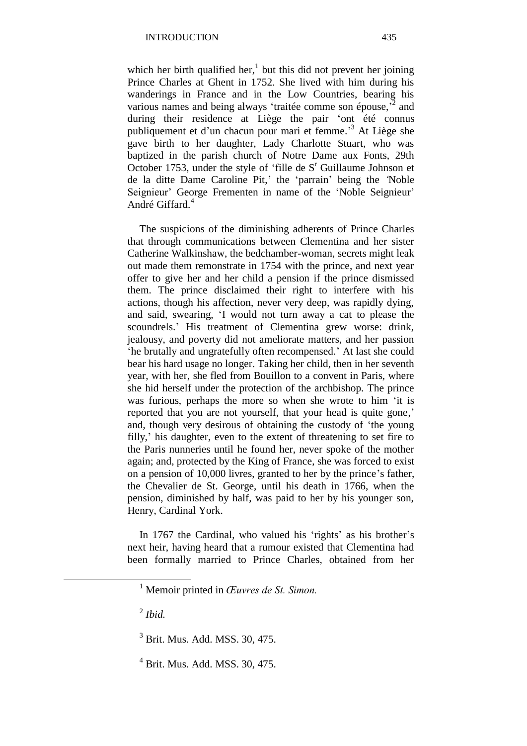which her birth qualified her,[1] but this did not prevent her joining Prince Charles at Ghent in 1752. She lived with him during his wanderings in France and in the Low Countries, bearing his various names and being always 'traitée comme son épouse,'[2] and during their residence at Liège the pair 'ont été connus publiquement et d'un chacun pour mari et femme.'[3] At Liège she gave birth to her daughter, Lady Charlotte Stuart, who was baptized in the parish church of Notre Dame aux Fonts, 29th October 1753, under the style of 'fille de S[r] Guillaume Johnson et de la ditte Dame Caroline Pit,' the 'parrain' being the 'Noble Seignieur' George Frementen in name of the 'Noble Seignieur' André Giffard.[4]

The suspicions of the diminishing adherents of Prince Charles that through communications between Clementina and her sister Catherine Walkinshaw, the bedchamber-woman, secrets might leak out made them remonstrate in 1754 with the prince, and next year offer to give her and her child a pension if the prince dismissed them. The prince disclaimed their right to interfere with his actions, though his affection, never very deep, was rapidly dying, and said, swearing, 'I would not turn away a cat to please the scoundrels.' His treatment of Clementina grew worse: drink, jealousy, and poverty did not ameliorate matters, and her passion 'he brutally and ungratefully often recompensed.' At last she could bear his hard usage no longer. Taking her child, then in her seventh year, with her, she fled from Bouillon to a convent in Paris, where she hid herself under the protection of the archbishop. The prince was furious, perhaps the more so when she wrote to him 'it is reported that you are not yourself, that your head is quite gone,' and, though very desirous of obtaining the custody of 'the young filly,' his daughter, even to the extent of threatening to set fire to the Paris nunneries until he found her, never spoke of the mother again; and, protected by the King of France, she was forced to exist on a pension of 10,000 livres, granted to her by the prince's father, the Chevalier de St. George, until his death in 1766, when the pension, diminished by half, was paid to her by his younger son, Henry, Cardinal York.

In 1767 the Cardinal, who valued his 'rights' as his brother's next heir, having heard that a rumour existed that Clementina had been formally married to Prince Charles, obtained from her

---

[1] Memoir printed in *Œuvres de St. Simon.*

[2] *Ibid.*

[3] Brit. Mus. Add. MSS. 30, 475.

[4] Brit. Mus. Add. MSS. 30, 475.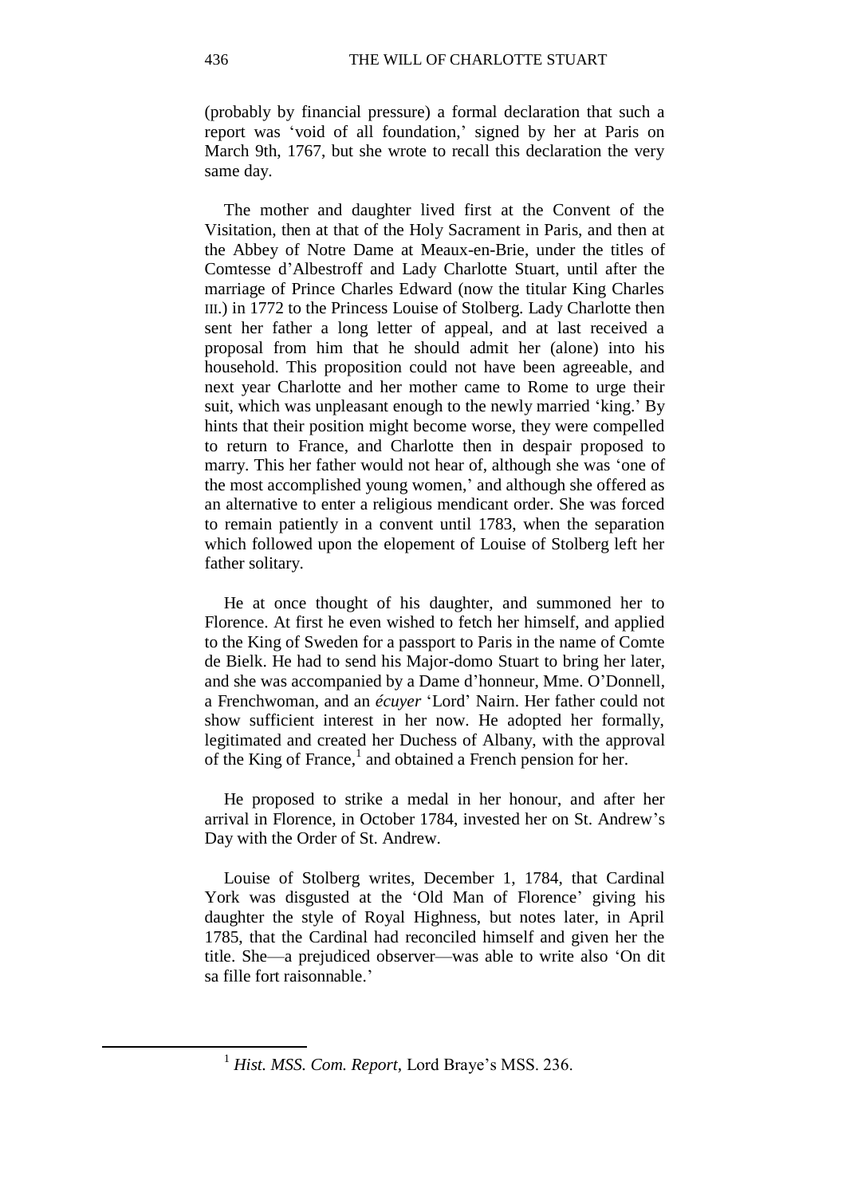(probably by financial pressure) a formal declaration that such a report was 'void of all foundation,' signed by her at Paris on March 9th, 1767, but she wrote to recall this declaration the very same day.

The mother and daughter lived first at the Convent of the Visitation, then at that of the Holy Sacrament in Paris, and then at the Abbey of Notre Dame at Meaux-en-Brie, under the titles of Comtesse d'Albestroff and Lady Charlotte Stuart, until after the marriage of Prince Charles Edward (now the titular King Charles III.) in 1772 to the Princess Louise of Stolberg. Lady Charlotte then sent her father a long letter of appeal, and at last received a proposal from him that he should admit her (alone) into his household. This proposition could not have been agreeable, and next year Charlotte and her mother came to Rome to urge their suit, which was unpleasant enough to the newly married 'king.' By hints that their position might become worse, they were compelled to return to France, and Charlotte then in despair proposed to marry. This her father would not hear of, although she was 'one of the most accomplished young women,' and although she offered as an alternative to enter a religious mendicant order. She was forced to remain patiently in a convent until 1783, when the separation which followed upon the elopement of Louise of Stolberg left her father solitary.

He at once thought of his daughter, and summoned her to Florence. At first he even wished to fetch her himself, and applied to the King of Sweden for a passport to Paris in the name of Comte de Bielk. He had to send his Major-domo Stuart to bring her later, and she was accompanied by a Dame d'honneur, Mme. O'Donnell, a Frenchwoman, and an *écuyer* 'Lord' Nairn. Her father could not show sufficient interest in her now. He adopted her formally, legitimated and created her Duchess of Albany, with the approval of the King of France,[1] and obtained a French pension for her.

He proposed to strike a medal in her honour, and after her arrival in Florence, in October 1784, invested her on St. Andrew's Day with the Order of St. Andrew.

Louise of Stolberg writes, December 1, 1784, that Cardinal York was disgusted at the 'Old Man of Florence' giving his daughter the style of Royal Highness, but notes later, in April 1785, that the Cardinal had reconciled himself and given her the title. She—a prejudiced observer—was able to write also 'On dit sa fille fort raisonnable.'

[1] *Hist. MSS. Com. Report*, Lord Braye's MSS. 236.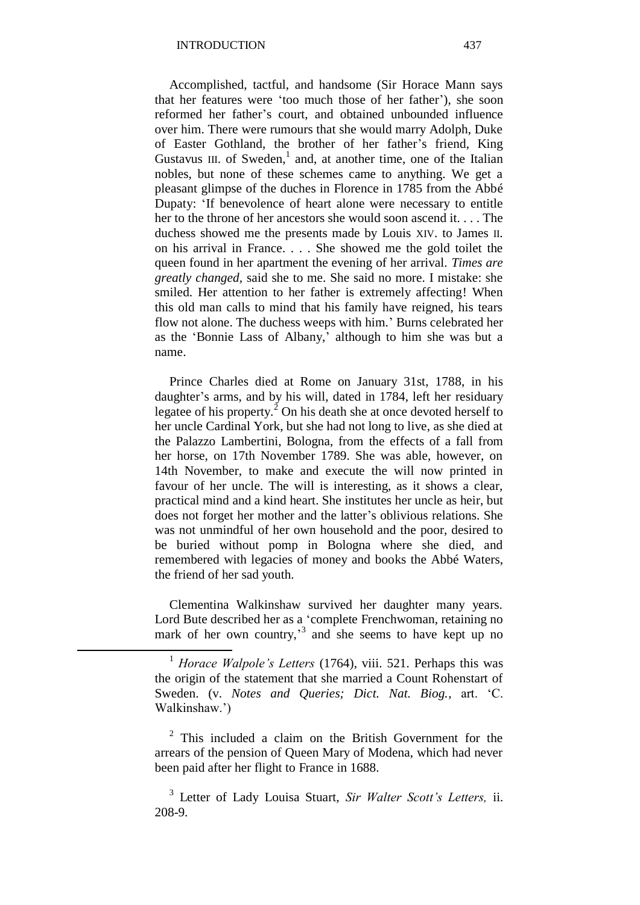Accomplished, tactful, and handsome (Sir Horace Mann says that her features were 'too much those of her father'), she soon reformed her father's court, and obtained unbounded influence over him. There were rumours that she would marry Adolph, Duke of Easter Gothland, the brother of her father's friend, King Gustavus III. of Sweden,[1] and, at another time, one of the Italian nobles, but none of these schemes came to anything. We get a pleasant glimpse of the duches in Florence in 1785 from the Abbé Dupaty: 'If benevolence of heart alone were necessary to entitle her to the throne of her ancestors she would soon ascend it. . . . The duchess showed me the presents made by Louis XIV. to James II. on his arrival in France. . . . She showed me the gold toilet the queen found in her apartment the evening of her arrival. *Times are greatly changed*, said she to me. She said no more. I mistake: she smiled. Her attention to her father is extremely affecting! When this old man calls to mind that his family have reigned, his tears flow not alone. The duchess weeps with him.' Burns celebrated her as the 'Bonnie Lass of Albany,' although to him she was but a name.

Prince Charles died at Rome on January 31st, 1788, in his daughter's arms, and by his will, dated in 1784, left her residuary legatee of his property.[2] On his death she at once devoted herself to her uncle Cardinal York, but she had not long to live, as she died at the Palazzo Lambertini, Bologna, from the effects of a fall from her horse, on 17th November 1789. She was able, however, on 14th November, to make and execute the will now printed in favour of her uncle. The will is interesting, as it shows a clear, practical mind and a kind heart. She institutes her uncle as heir, but does not forget her mother and the latter's oblivious relations. She was not unmindful of her own household and the poor, desired to be buried without pomp in Bologna where she died, and remembered with legacies of money and books the Abbé Waters, the friend of her sad youth.

Clementina Walkinshaw survived her daughter many years. Lord Bute described her as a 'complete Frenchwoman, retaining no mark of her own country,'[3] and she seems to have kept up no

---

[1] *Horace Walpole's Letters* (1764), viii. 521. Perhaps this was the origin of the statement that she married a Count Rohenstart of Sweden. (v. *Notes and Queries; Dict. Nat. Biog.,* art. 'C. Walkinshaw.')

[2] This included a claim on the British Government for the arrears of the pension of Queen Mary of Modena, which had never been paid after her flight to France in 1688.

[3] Letter of Lady Louisa Stuart, *Sir Walter Scott's Letters,* ii. 208-9.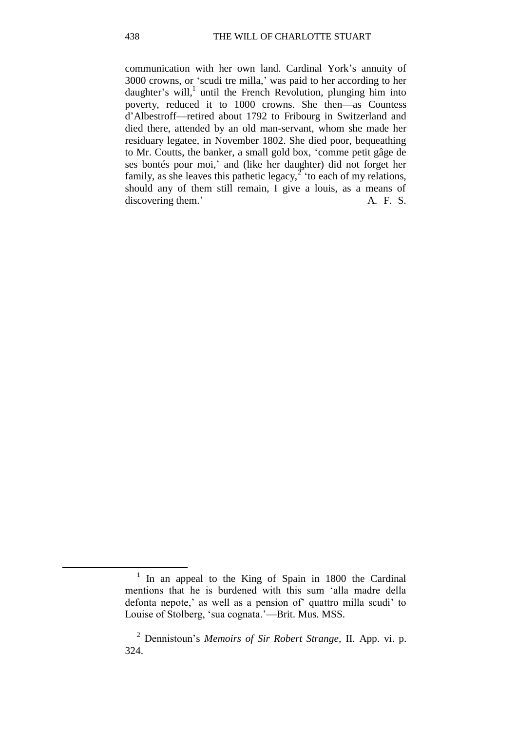communication with her own land. Cardinal York's annuity of 3000 crowns, or 'scudi tre milla,' was paid to her according to her daughter's will,[1] until the French Revolution, plunging him into poverty, reduced it to 1000 crowns. She then—as Countess d'Albestroff—retired about 1792 to Fribourg in Switzerland and died there, attended by an old man-servant, whom she made her residuary legatee, in November 1802. She died poor, bequeathing to Mr. Coutts, the banker, a small gold box, 'comme petit gâge de ses bontés pour moi,' and (like her daughter) did not forget her family, as she leaves this pathetic legacy,[2] 'to each of my relations, should any of them still remain, I give a louis, as a means of discovering them.' A. F. S.

---

[1] In an appeal to the King of Spain in 1800 the Cardinal mentions that he is burdened with this sum 'alla madre della defonta nepote,' as well as a pension of' quattro milla scudi' to Louise of Stolberg, 'sua cognata.'—Brit. Mus. MSS.

[2] Dennistoun's *Memoirs of Sir Robert Strange*, II. App. vi. p. 324.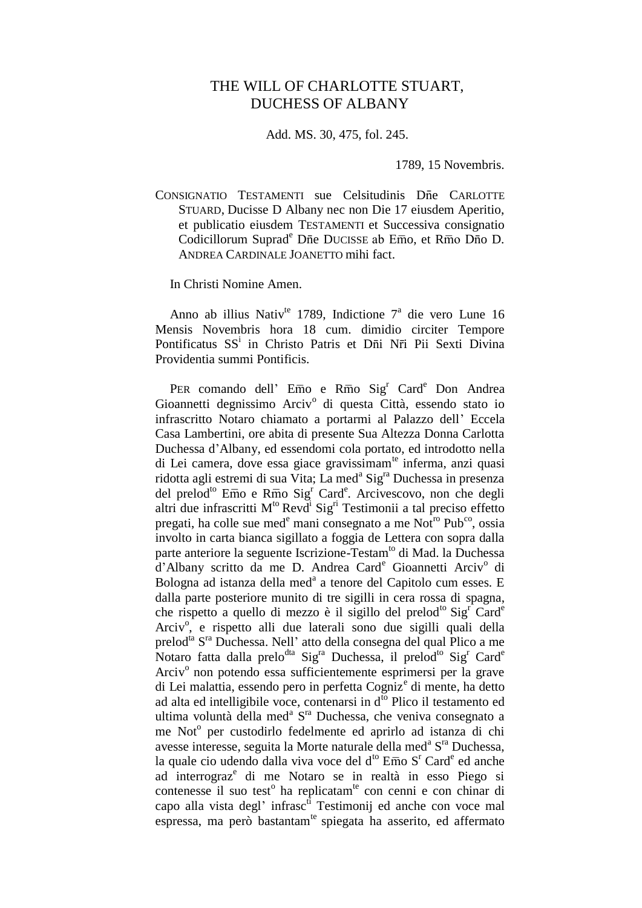# THE WILL OF CHARLOTTE STUART, DUCHESS OF ALBANY

Add. MS. 30, 475, fol. 245.

1789, 15 Novembris.

CONSIGNATIO TESTAMENTI sue Celsitudinis Dñe CARLOTTE STUARD, Ducisse D Albany nec non Die 17 eiusdem Aperitio, et publicatio eiusdem TESTAMENTI et Successiva consignatio Codicillorum Suprad[e] Dñe DUCISSE ab Em̄o, et Rm̄o Dño D. ANDREA CARDINALE JOANETTO mihi fact.

In Christi Nomine Amen.

Anno ab illius Nativ[te] 1789, Indictione 7[a] die vero Lune 16 Mensis Novembris hora 18 cum. dimidio circiter Tempore Pontificatus SS[i] in Christo Patris et Dñi Nr̄i Pii Sexti Divina Providentia summi Pontificis.

PER comando dell' Em̄o e Rm̄o Sig[r] Card[e] Don Andrea Gioannetti degnissimo Arciv[o] di questa Città, essendo stato io infrascritto Notaro chiamato a portarmi al Palazzo dell' Eccela Casa Lambertini, ore abita di presente Sua Altezza Donna Carlotta Duchessa d'Albany, ed essendomi cola portato, ed introdotto nella di Lei camera, dove essa giace gravissimam[te] inferma, anzi quasi ridotta agli estremi di sua Vita; La med[a] Sig[ra] Duchessa in presenza del prelod[to] Em̄o e Rm̄o Sig[r] Card[e]. Arcivescovo, non che degli altri due infrascritti M[to] Revd[i] Sig[ri] Testimonii a tal preciso effetto pregati, ha colle sue med[e] mani consegnato a me Not[ro] Pub[co], ossia involto in carta bianca sigillato a foggia de Lettera con sopra dalla parte anteriore la seguente Iscrizione-Testam[to] di Mad. la Duchessa d'Albany scritto da me D. Andrea Card[e] Gioannetti Arciv[o] di Bologna ad istanza della med[a] a tenore del Capitolo cum esses. E dalla parte posteriore munito di tre sigilli in cera rossa di spagna, che rispetto a quello di mezzo è il sigillo del prelod[to] Sig[r] Card[e] Arciv[o], e rispetto alli due laterali sono due sigilli quali della prelod[ta] S[ra] Duchessa. Nell' atto della consegna del qual Plico a me Notaro fatta dalla prelo[dta] Sig[ra] Duchessa, il prelod[to] Sig[r] Card[e] Arciv[o] non potendo essa sufficientemente esprimersi per la grave di Lei malattia, essendo pero in perfetta Cogniz[e] di mente, ha detto ad alta ed intelligibile voce, contenarsi in d[to] Plico il testamento ed ultima voluntà della med[a] S[ra] Duchessa, che veniva consegnato a me Not[o] per custodirlo fedelmente ed aprirlo ad istanza di chi avesse interesse, seguita la Morte naturale della med[a] S[ra] Duchessa, la quale cio udendo dalla viva voce del d[to] Em̄o S[r] Card[e] ed anche ad interrograz[e] di me Notaro se in realtà in esso Piego si contenesse il suo test[o] ha replicatam[te] con cenni e con chinar di capo alla vista degl' infrasc[ti] Testimonij ed anche con voce mal espressa, ma però bastantam[te] spiegata ha asserito, ed affermato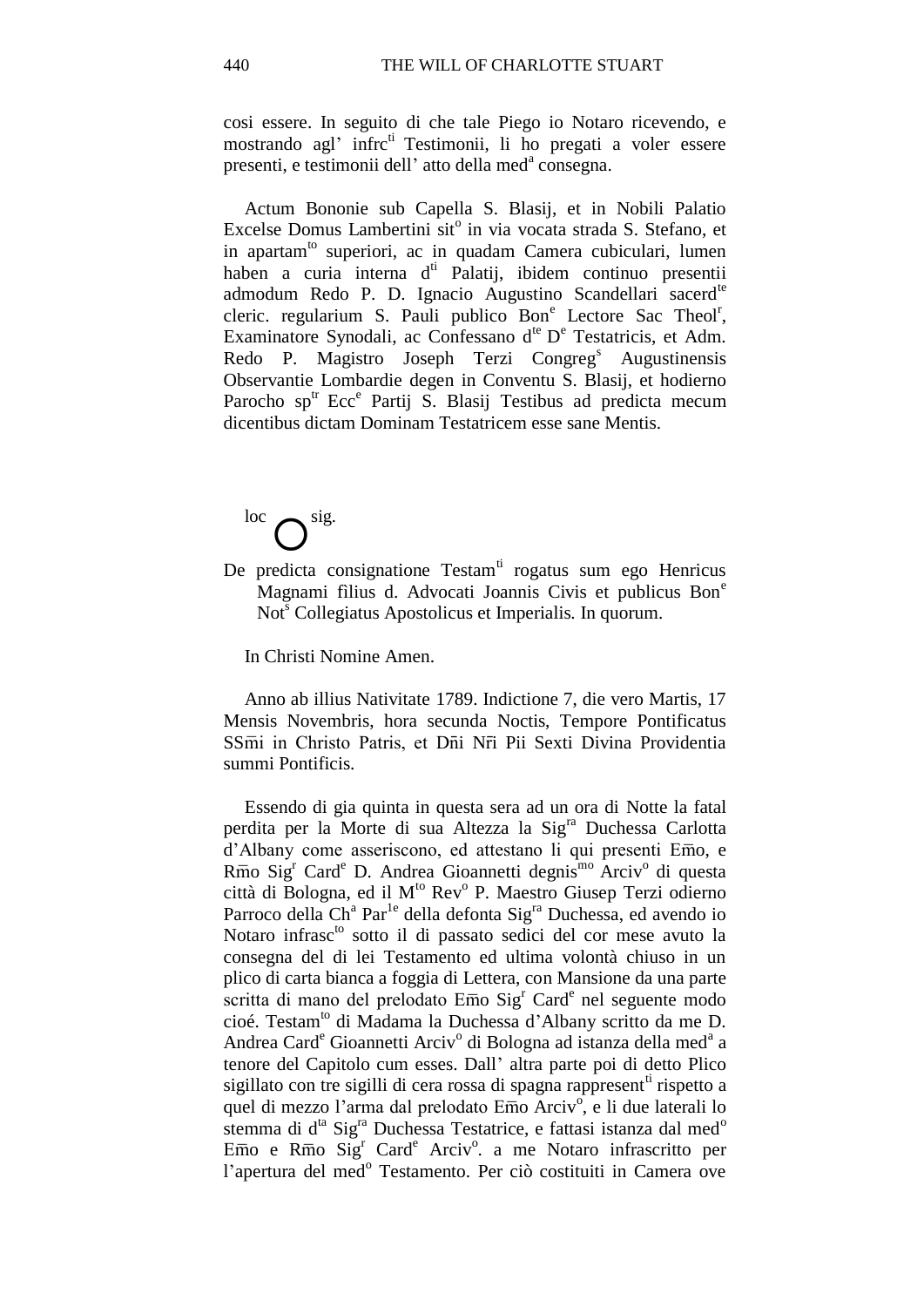cosi essere. In seguito di che tale Piego io Notaro ricevendo, e mostrando agl' infrc[ti] Testimonii, li ho pregati a voler essere presenti, e testimonii dell' atto della med[a] consegna.

Actum Bononie sub Capella S. Blasij, et in Nobili Palatio Excelse Domus Lambertini sit[o] in via vocata strada S. Stefano, et in apartam[to] superiori, ac in quadam Camera cubiculari, lumen haben a curia interna d[ti] Palatij, ibidem continuo presentii admodum Redo P. D. Ignacio Augustino Scandellari sacerd[te] cleric. regularium S. Pauli publico Bon[e] Lectore Sac Theol[r], Examinatore Synodali, ac Confessano d[te] D[e] Testatricis, et Adm. Redo P. Magistro Joseph Terzi Congreg[s] Augustinensis Observantie Lombardie degen in Conventu S. Blasij, et hodierno Parocho sp[tr] Ecc[e] Partij S. Blasij Testibus ad predicta mecum dicentibus dictam Dominam Testatricem esse sane Mentis.

loc ○ sig.

De predicta consignatione Testam[ti] rogatus sum ego Henricus Magnami filius d. Advocati Joannis Civis et publicus Bon[e] Not[s] Collegiatus Apostolicus et Imperialis. In quorum.

In Christi Nomine Amen.

Anno ab illius Nativitate 1789. Indictione 7, die vero Martis, 17 Mensis Novembris, hora secunda Noctis, Tempore Pontificatus SSm̄i in Christo Patris, et Dñi Nr̄i Pii Sexti Divina Providentia summi Pontificis.

Essendo di gia quinta in questa sera ad un ora di Notte la fatal perdita per la Morte di sua Altezza la Sig[ra] Duchessa Carlotta d'Albany come asseriscono, ed attestano li qui presenti Em̄o, e Rm̄o Sig[r] Card[e] D. Andrea Gioannetti degnis[mo] Arciv[o] di questa città di Bologna, ed il M[to] Rev[o] P. Maestro Giusep Terzi odierno Parroco della Ch[a] Par[1e] della defonta Sig[ra] Duchessa, ed avendo io Notaro infrasc[to] sotto il di passato sedici del cor mese avuto la consegna del di lei Testamento ed ultima volontà chiuso in un plico di carta bianca a foggia di Lettera, con Mansione da una parte scritta di mano del prelodato Em̄o Sig[r] Card[e] nel seguente modo cioé. Testam[to] di Madama la Duchessa d'Albany scritto da me D. Andrea Card[e] Gioannetti Arciv[o] di Bologna ad istanza della med[a] a tenore del Capitolo cum esses. Dall' altra parte poi di detto Plico sigillato con tre sigilli di cera rossa di spagna rappresent[ti] rispetto a quel di mezzo l'arma dal prelodato Em̄o Arciv[o], e li due laterali lo stemma di d[ta] Sig[ra] Duchessa Testatrice, e fattasi istanza dal med[o] Em̄o e Rm̄o Sig[r] Card[e] Arciv[o]. a me Notaro infrascritto per l'apertura del med[o] Testamento. Per ciò costituiti in Camera ove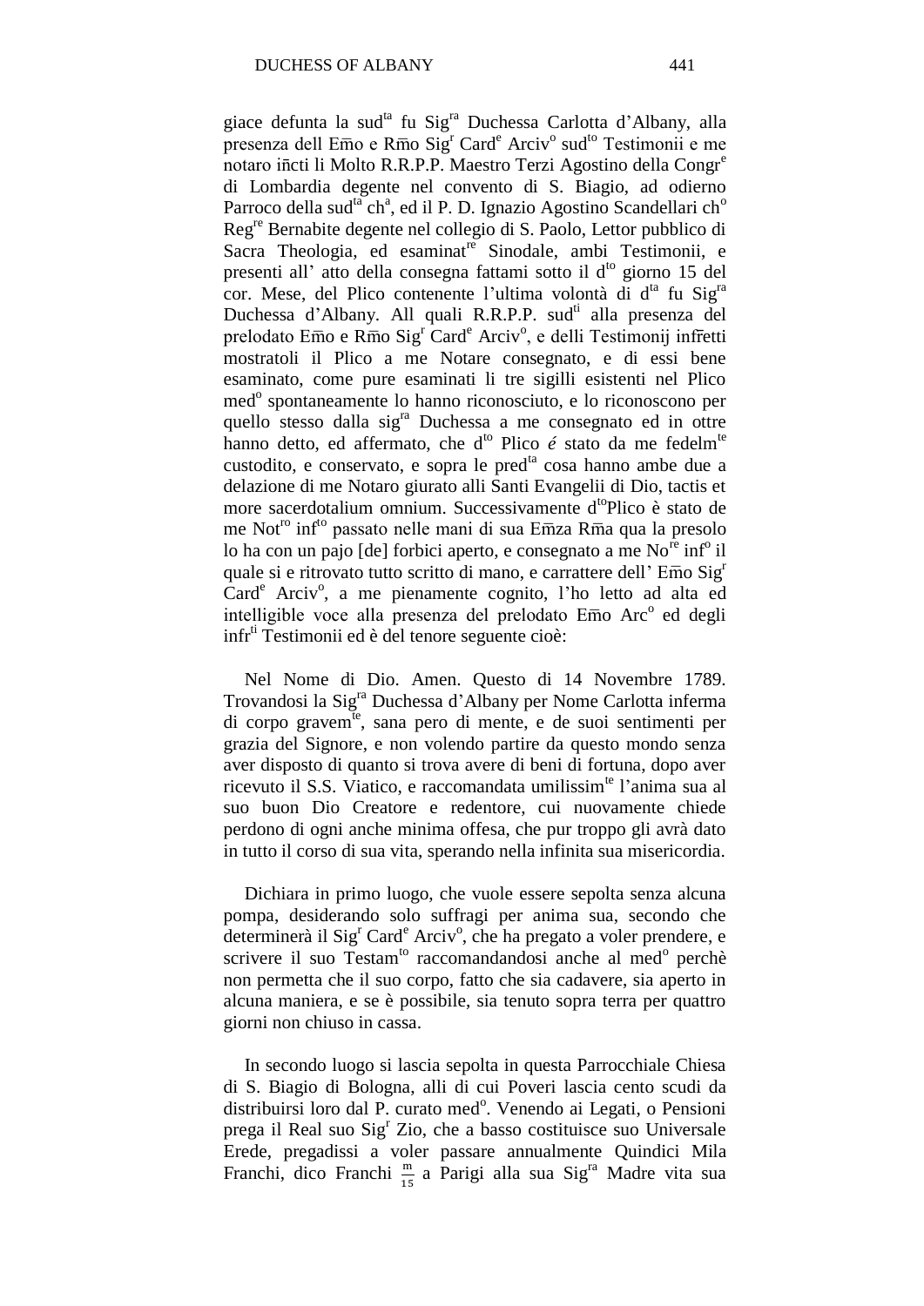giace defunta la sud[ta] fu Sig[ra] Duchessa Carlotta d'Albany, alla presenza dell Em̄o e Rm̄o Sig[r] Card[e] Arciv[o] sud[to] Testimonii e me notaro in̄cti li Molto R.R.P.P. Maestro Terzi Agostino della Congr[e] di Lombardia degente nel convento di S. Biagio, ad odierno Parroco della sud[ta] ch[a], ed il P. D. Ignazio Agostino Scandellari ch[o] Reg[re] Bernabite degente nel collegio di S. Paolo, Lettor pubblico di Sacra Theologia, ed esaminat[re] Sinodale, ambi Testimonii, e presenti all' atto della consegna fattami sotto il d[to] giorno 15 del cor. Mese, del Plico contenente l'ultima volontà di d[ta] fu Sig[ra] Duchessa d'Albany. All quali R.R.P.P. sud[ti] alla presenza del prelodato Em̄o e Rm̄o Sig[r] Card[e] Arciv[o], e delli Testimonij infr̄etti mostratoli il Plico a me Notare consegnato, e di essi bene esaminato, come pure esaminati li tre sigilli esistenti nel Plico med[o] spontaneamente lo hanno riconosciuto, e lo riconoscono per quello stesso dalla sig[ra] Duchessa a me consegnato ed in ottre hanno detto, ed affermato, che d[to] Plico *é* stato da me fedelm[te] custodito, e conservato, e sopra le pred[ta] cosa hanno ambe due a delazione di me Notaro giurato alli Santi Evangelii di Dio, tactis et more sacerdotalium omnium. Successivamente d[to]Plico è stato de me Not[ro] inf[to] passato nelle mani di sua Em̄za Rm̄a qua la presolo lo ha con un pajo [de] forbici aperto, e consegnato a me No[re] inf[o] il quale si e ritrovato tutto scritto di mano, e carrattere dell' Em̄o Sig[r] Card[e] Arciv[o], a me pienamente cognito, l'ho letto ad alta ed intelligible voce alla presenza del prelodato Em̄o Arc[o] ed degli infr[ti] Testimonii ed è del tenore seguente cioè:

Nel Nome di Dio. Amen. Questo di 14 Novembre 1789. Trovandosi la Sig[ra] Duchessa d'Albany per Nome Carlotta inferma di corpo gravem[te], sana pero di mente, e de suoi sentimenti per grazia del Signore, e non volendo partire da questo mondo senza aver disposto di quanto si trova avere di beni di fortuna, dopo aver ricevuto il S.S. Viatico, e raccomandata umilissim[te] l'anima sua al suo buon Dio Creatore e redentore, cui nuovamente chiede perdono di ogni anche minima offesa, che pur troppo gli avrà dato in tutto il corso di sua vita, sperando nella infinita sua misericordia.

Dichiara in primo luogo, che vuole essere sepolta senza alcuna pompa, desiderando solo suffragi per anima sua, secondo che determinerà il Sig[r] Card[e] Arciv[o], che ha pregato a voler prendere, e scrivere il suo Testam[to] raccomandandosi anche al med[o] perchè non permetta che il suo corpo, fatto che sia cadavere, sia aperto in alcuna maniera, e se è possibile, sia tenuto sopra terra per quattro giorni non chiuso in cassa.

In secondo luogo si lascia sepolta in questa Parrocchiale Chiesa di S. Biagio di Bologna, alli di cui Poveri lascia cento scudi da distribuirsi loro dal P. curato med[o]. Venendo ai Legati, o Pensioni prega il Real suo Sig[r] Zio, che a basso costituisce suo Universale Erede, pregadissi a voler passare annualmente Quindici Mila Franchi, dico Franchi $\frac{m}{15}$ a Parigi alla sua Sig[ra] Madre vita sua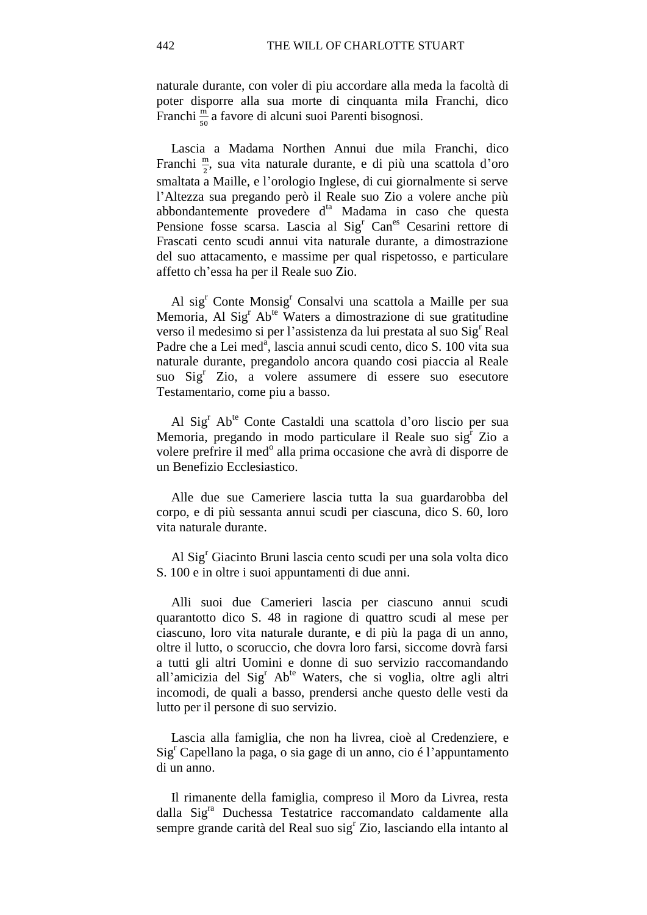naturale durante, con voler di piu accordare alla meda la facoltà di poter disporre alla sua morte di cinquanta mila Franchi, dico Franchi $\frac{m}{50}$ a favore di alcuni suoi Parenti bisognosi.

Lascia a Madama Northen Annui due mila Franchi, dico Franchi $\frac{m}{2}$, sua vita naturale durante, e di più una scattola d'oro smaltata a Maille, e l'orologio Inglese, di cui giornalmente si serve l'Altezza sua pregando però il Reale suo Zio a volere anche più abbondantemente provedere d[ta] Madama in caso che questa Pensione fosse scarsa. Lascia al Sig[r] Can[es] Cesarini rettore di Frascati cento scudi annui vita naturale durante, a dimostrazione del suo attacamento, e massime per qual rispetosso, e particulare affetto ch'essa ha per il Reale suo Zio.

Al sig[r] Conte Monsig[r] Consalvi una scattola a Maille per sua Memoria, Al Sig[r] Ab[te] Waters a dimostrazione di sue gratitudine verso il medesimo si per l'assistenza da lui prestata al suo Sig[r] Real Padre che a Lei med[a], lascia annui scudi cento, dico S. 100 vita sua naturale durante, pregandolo ancora quando cosi piaccia al Reale suo Sig[r] Zio, a volere assumere di essere suo esecutore Testamentario, come piu a basso.

Al Sig[r] Ab[te] Conte Castaldi una scattola d'oro liscio per sua Memoria, pregando in modo particulare il Reale suo sig[r] Zio a volere prefrire il med[o] alla prima occasione che avrà di disporre de un Benefizio Ecclesiastico.

Alle due sue Cameriere lascia tutta la sua guardarobba del corpo, e di più sessanta annui scudi per ciascuna, dico S. 60, loro vita naturale durante.

Al Sig[r] Giacinto Bruni lascia cento scudi per una sola volta dico S. 100 e in oltre i suoi appuntamenti di due anni.

Alli suoi due Camerieri lascia per ciascuno annui scudi quarantotto dico S. 48 in ragione di quattro scudi al mese per ciascuno, loro vita naturale durante, e di più la paga di un anno, oltre il lutto, o scoruccio, che dovra loro farsi, siccome dovrà farsi a tutti gli altri Uomini e donne di suo servizio raccomandando all'amicizia del Sig[r] Ab[te] Waters, che si voglia, oltre agli altri incomodi, de quali a basso, prendersi anche questo delle vesti da lutto per il persone di suo servizio.

Lascia alla famiglia, che non ha livrea, cioè al Credenziere, e Sig[r] Capellano la paga, o sia gage di un anno, cio é l'appuntamento di un anno.

Il rimanente della famiglia, compreso il Moro da Livrea, resta dalla Sig[ra] Duchessa Testatrice raccomandato caldamente alla sempre grande carità del Real suo sig[r] Zio, lasciando ella intanto al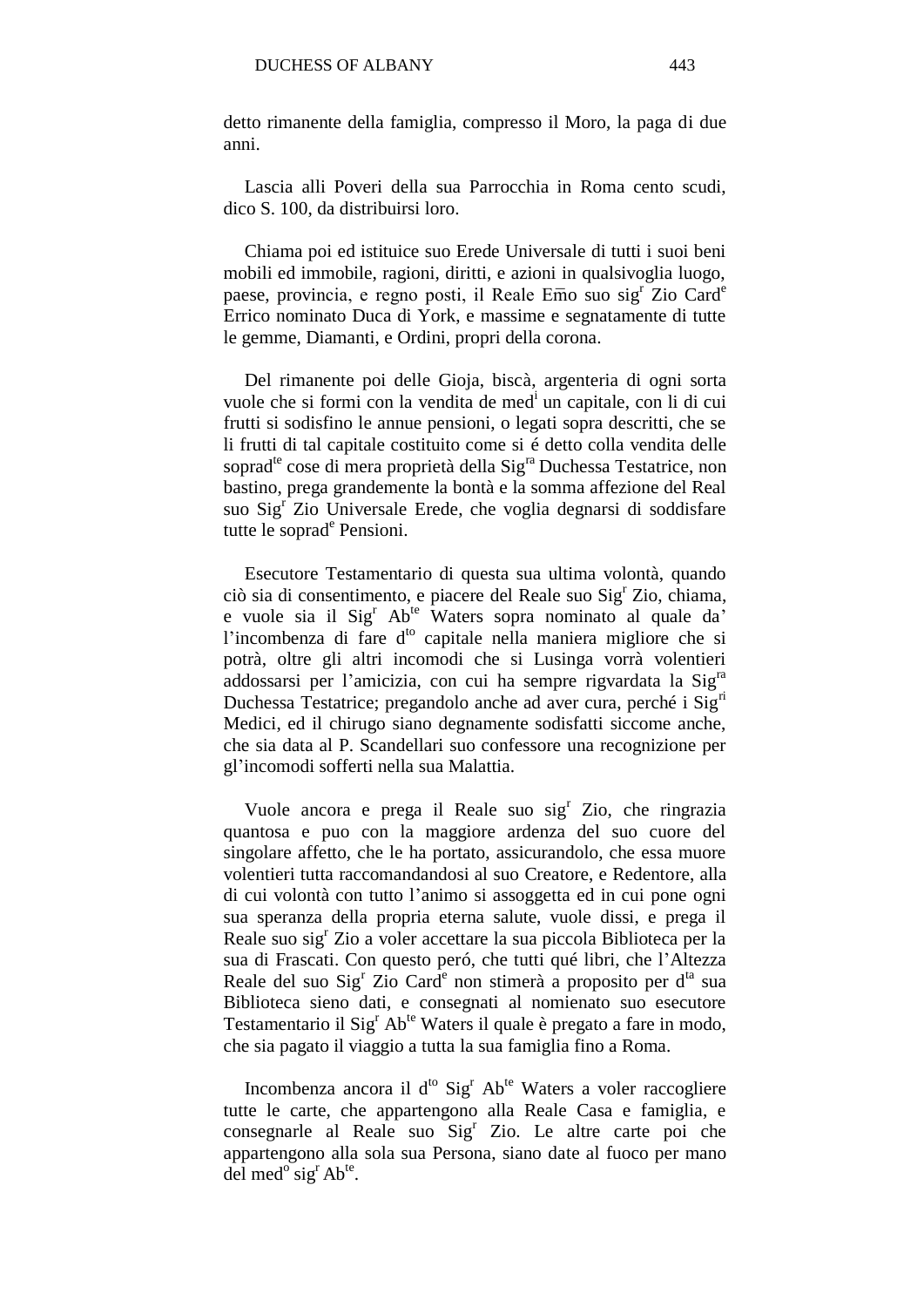detto rimanente della famiglia, compresso il Moro, la paga di due anni.

Lascia alli Poveri della sua Parrocchia in Roma cento scudi, dico S. 100, da distribuirsi loro.

Chiama poi ed istituice suo Erede Universale di tutti i suoi beni mobili ed immobile, ragioni, diritti, e azioni in qualsivoglia luogo, paese, provincia, e regno posti, il Reale Em̄o suo sig[r] Zio Card[e] Errico nominato Duca di York, e massime e segnatamente di tutte le gemme, Diamanti, e Ordini, propri della corona.

Del rimanente poi delle Gioja, biscà, argenteria di ogni sorta vuole che si formi con la vendita de med[i] un capitale, con li di cui frutti si sodisfino le annue pensioni, o legati sopra descritti, che se li frutti di tal capitale costituito come si é detto colla vendita delle soprad[te] cose di mera proprietà della Sig[ra] Duchessa Testatrice, non bastino, prega grandemente la bontà e la somma affezione del Real suo Sig[r] Zio Universale Erede, che voglia degnarsi di soddisfare tutte le soprad[e] Pensioni.

Esecutore Testamentario di questa sua ultima volontà, quando ciò sia di consentimento, e piacere del Reale suo Sig[r] Zio, chiama, e vuole sia il Sig[r] Ab[te] Waters sopra nominato al quale da' l'incombenza di fare d[to] capitale nella maniera migliore che si potrà, oltre gli altri incomodi che si Lusinga vorrà volentieri addossarsi per l'amicizia, con cui ha sempre rigvardata la Sig[ra] Duchessa Testatrice; pregandolo anche ad aver cura, perché i Sig[ri] Medici, ed il chirugo siano degnamente sodisfatti siccome anche, che sia data al P. Scandellari suo confessore una recognizione per gl'incomodi sofferti nella sua Malattia.

Vuole ancora e prega il Reale suo sig[r] Zio, che ringrazia quantosa e puo con la maggiore ardenza del suo cuore del singolare affetto, che le ha portato, assicurandolo, che essa muore volentieri tutta raccomandandosi al suo Creatore, e Redentore, alla di cui volontà con tutto l'animo si assoggetta ed in cui pone ogni sua speranza della propria eterna salute, vuole dissi, e prega il Reale suo sig[r] Zio a voler accettare la sua piccola Biblioteca per la sua di Frascati. Con questo peró, che tutti qué libri, che l'Altezza Reale del suo Sig[r] Zio Card[e] non stimerà a proposito per d[ta] sua Biblioteca sieno dati, e consegnati al nomienato suo esecutore Testamentario il Sig[r] Ab[te] Waters il quale è pregato a fare in modo, che sia pagato il viaggio a tutta la sua famiglia fino a Roma.

Incombenza ancora il d[to] Sig[r] Ab[te] Waters a voler raccogliere tutte le carte, che appartengono alla Reale Casa e famiglia, e consegnarle al Reale suo Sig[r] Zio. Le altre carte poi che appartengono alla sola sua Persona, siano date al fuoco per mano del med[o] sig[r] Ab[te].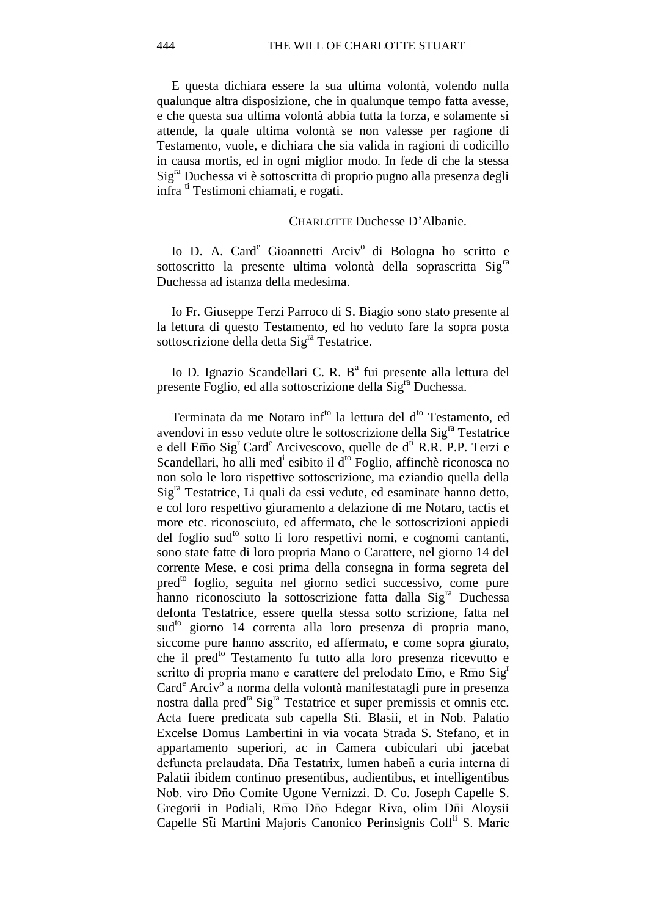E questa dichiara essere la sua ultima volontà, volendo nulla qualunque altra disposizione, che in qualunque tempo fatta avesse, e che questa sua ultima volontà abbia tutta la forza, e solamente si attende, la quale ultima volontà se non valesse per ragione di Testamento, vuole, e dichiara che sia valida in ragioni di codicillo in causa mortis, ed in ogni miglior modo. In fede di che la stessa Sig[ra] Duchessa vi è sottoscritta di proprio pugno alla presenza degli infra [ti] Testimoni chiamati, e rogati.

CHARLOTTE Duchesse D'Albanie.

Io D. A. Card[e] Gioannetti Arciv[o] di Bologna ho scritto e sottoscritto la presente ultima volontà della soprascritta Sig[ra] Duchessa ad istanza della medesima.

Io Fr. Giuseppe Terzi Parroco di S. Biagio sono stato presente al la lettura di questo Testamento, ed ho veduto fare la sopra posta sottoscrizione della detta Sig[ra] Testatrice.

Io D. Ignazio Scandellari C. R. B[a] fui presente alla lettura del presente Foglio, ed alla sottoscrizione della Sig[ra] Duchessa.

Terminata da me Notaro inf[to] la lettura del d[to] Testamento, ed avendovi in esso vedute oltre le sottoscrizione della Sig[ra] Testatrice e dell Em̄o Sig[r] Card[e] Arcivescovo, quelle de d[ti] R.R. P.P. Terzi e Scandellari, ho alli med[i] esibito il d[to] Foglio, affinchè riconosca no non solo le loro rispettive sottoscrizione, ma eziandio quella della Sig[ra] Testatrice, Li quali da essi vedute, ed esaminate hanno detto, e col loro respettivo giuramento a delazione di me Notaro, tactis et more etc. riconosciuto, ed affermato, che le sottoscrizioni appiedi del foglio sud[to] sotto li loro respettivi nomi, e cognomi cantanti, sono state fatte di loro propria Mano o Carattere, nel giorno 14 del corrente Mese, e cosi prima della consegna in forma segreta del pred[to] foglio, seguita nel giorno sedici successivo, come pure hanno riconosciuto la sottoscrizione fatta dalla Sig[ra] Duchessa defonta Testatrice, essere quella stessa sotto scrizione, fatta nel sud[to] giorno 14 correnta alla loro presenza di propria mano, siccome pure hanno asscrito, ed affermato, e come sopra giurato, che il pred[to] Testamento fu tutto alla loro presenza ricevutto e scritto di propria mano e carattere del prelodato Em̄o, e Rm̄o Sig[r] Card[e] Arciv[o] a norma della volontà manifestatagli pure in presenza nostra dalla pred[ta] Sig[ra] Testatrice et super premissis et omnis etc. Acta fuere predicata sub capella Sti. Blasii, et in Nob. Palatio Excelse Domus Lambertini in via vocata Strada S. Stefano, et in appartamento superiori, ac in Camera cubiculari ubi jacebat defuncta prelaudata. Dña Testatrix, lumen habeñ a curia interna di Palatii ibidem continuo presentibus, audientibus, et intelligentibus Nob. viro Dño Comite Ugone Vernizzi. D. Co. Joseph Capelle S. Gregorii in Podiali, Rm̄o Dño Edegar Riva, olim Dñi Aloysii Capelle Sti Martini Majoris Canonico Perinsignis Coll[ii] S. Marie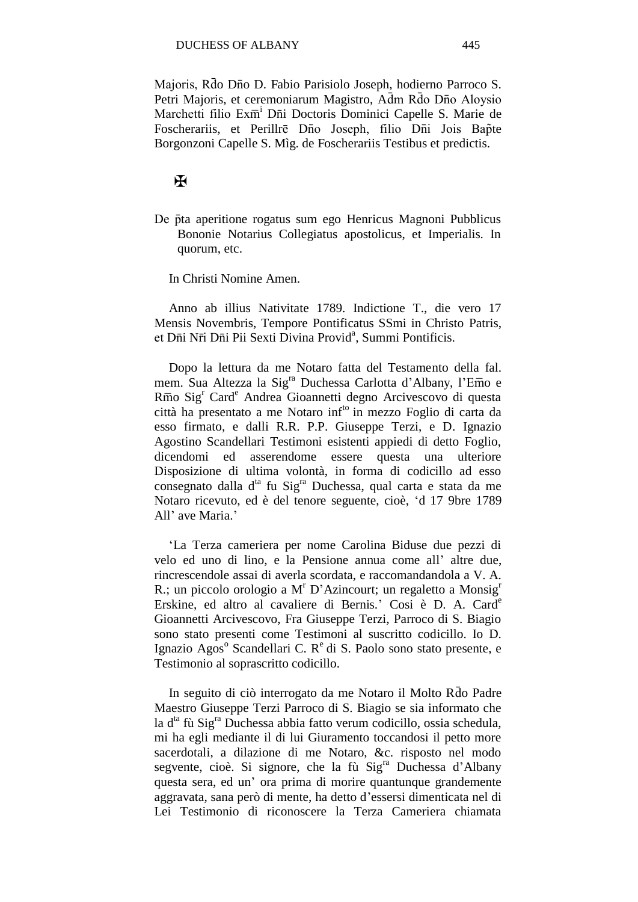Majoris, Rd̄o Dn̄o D. Fabio Parisiolo Joseph, hodierno Parroco S. Petri Majoris, et ceremoniarum Magistro, Ad̄m Rd̄o Dn̄o Aloysio Marchetti filio Exm̄[i] Dn̄i Doctoris Dominici Capelle S. Marie de Foscherariis, et Perillrē Dn̄o Joseph, filio Dn̄i Jois Bap̃te Borgonzoni Capelle S. Mìg. de Foscherariis Testibus et predictis.

✠

De p̄ta aperitione rogatus sum ego Henricus Magnoni Pubblicus Bononie Notarius Collegiatus apostolicus, et Imperialis. In quorum, etc.

In Christi Nomine Amen.

Anno ab illius Nativitate 1789. Indictione T., die vero 17 Mensis Novembris, Tempore Pontificatus SSmi in Christo Patris, et Dn̄i Nr̄i Dn̄i Pii Sexti Divina Provid[a], Summi Pontificis.

Dopo la lettura da me Notaro fatta del Testamento della fal. mem. Sua Altezza la Sig[ra] Duchessa Carlotta d'Albany, l'Em̄o e Rm̄o Sig[r] Card[e] Andrea Gioannetti degno Arcivescovo di questa città ha presentato a me Notaro inf[to] in mezzo Foglio di carta da esso firmato, e dalli R.R. P.P. Giuseppe Terzi, e D. Ignazio Agostino Scandellari Testimoni esistenti appiedi di detto Foglio, dicendomi ed asserendome essere questa una ulteriore Disposizione di ultima volontà, in forma di codicillo ad esso consegnato dalla d[ta] fu Sig[ra] Duchessa, qual carta e stata da me Notaro ricevuto, ed è del tenore seguente, cioè, 'd 17 9bre 1789 All' ave Maria.'

'La Terza cameriera per nome Carolina Biduse due pezzi di velo ed uno di lino, e la Pensione annua come all' altre due, rincrescendole assai di averla scordata, e raccomandandola a V. A. R.; un piccolo orologio a M[r] D'Azincourt; un regaletto a Monsig[r] Erskine, ed altro al cavaliere di Bernis.' Cosi è D. A. Card[e] Gioannetti Arcivescovo, Fra Giuseppe Terzi, Parroco di S. Biagio sono stato presenti come Testimoni al suscritto codicillo. Io D. Ignazio Agos[o] Scandellari C. R[e] di S. Paolo sono stato presente, e Testimonio al soprascritto codicillo.

In seguito di ciò interrogato da me Notaro il Molto Rd̄o Padre Maestro Giuseppe Terzi Parroco di S. Biagio se sia informato che la d[ta] fù Sig[ra] Duchessa abbia fatto verum codicillo, ossia schedula, mi ha egli mediante il di lui Giuramento toccandosi il petto more sacerdotali, a dilazione di me Notaro, &c. risposto nel modo segvente, cioè. Si signore, che la fù Sig[ra] Duchessa d'Albany questa sera, ed un' ora prima di morire quantunque grandemente aggravata, sana però di mente, ha detto d'essersi dimenticata nel di Lei Testimonio di riconoscere la Terza Cameriera chiamata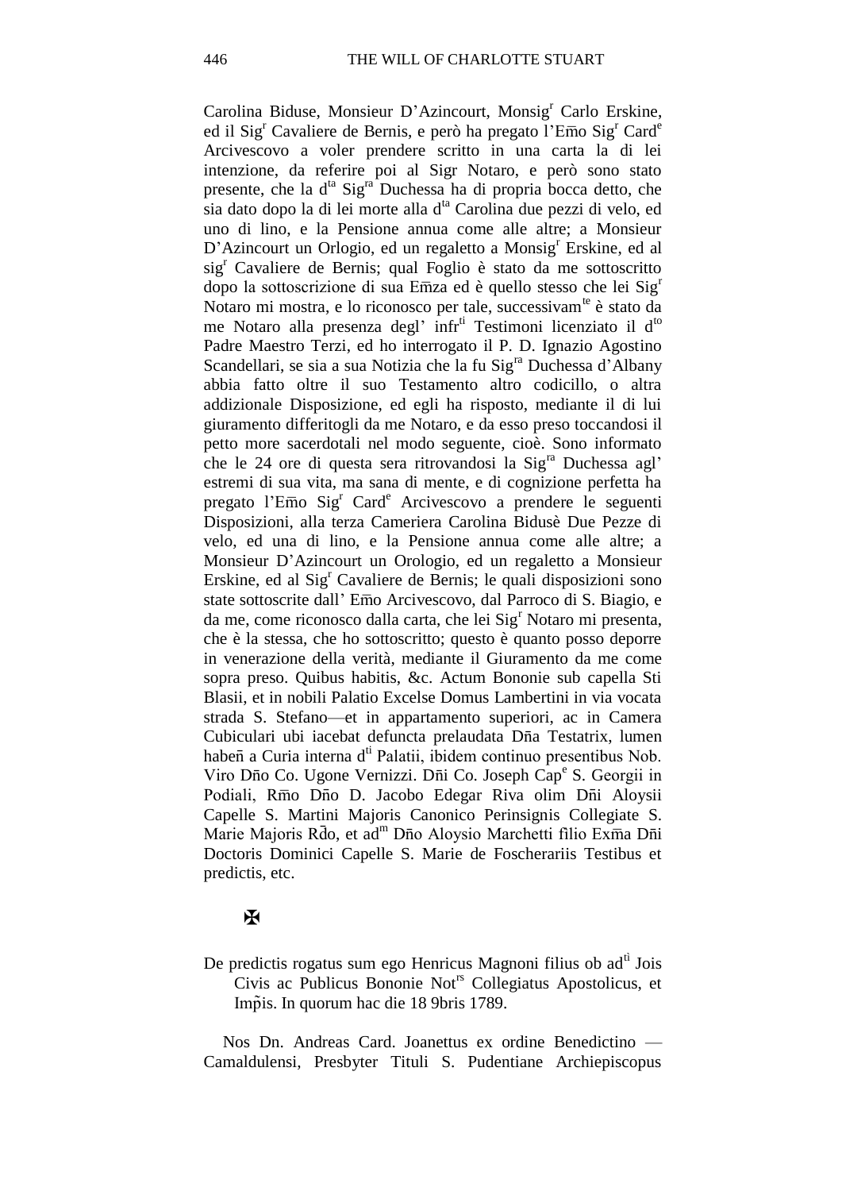Carolina Biduse, Monsieur D'Azincourt, Monsig[r] Carlo Erskine, ed il Sig[r] Cavaliere de Bernis, e però ha pregato l'Em̃o Sig[r] Card[e] Arcivescovo a voler prendere scritto in una carta la di lei intenzione, da referire poi al Sigr Notaro, e però sono stato presente, che la d[ta] Sig[ra] Duchessa ha di propria bocca detto, che sia dato dopo la di lei morte alla d[ta] Carolina due pezzi di velo, ed uno di lino, e la Pensione annua come alle altre; a Monsieur D'Azincourt un Orlogio, ed un regaletto a Monsig[r] Erskine, ed al sig[r] Cavaliere de Bernis; qual Foglio è stato da me sottoscritto dopo la sottoscrizione di sua Em̃za ed è quello stesso che lei Sig[r] Notaro mi mostra, e lo riconosco per tale, successivam[te] è stato da me Notaro alla presenza degl' infr[ti] Testimoni licenziato il d[to] Padre Maestro Terzi, ed ho interrogato il P. D. Ignazio Agostino Scandellari, se sia a sua Notizia che la fu Sig[ra] Duchessa d'Albany abbia fatto oltre il suo Testamento altro codicillo, o altra addizionale Disposizione, ed egli ha risposto, mediante il di lui giuramento differitogli da me Notaro, e da esso preso toccandosi il petto more sacerdotali nel modo seguente, cioè. Sono informato che le 24 ore di questa sera ritrovandosi la Sig[ra] Duchessa agl' estremi di sua vita, ma sana di mente, e di cognizione perfetta ha pregato l'Em̃o Sig[r] Card[e] Arcivescovo a prendere le seguenti Disposizioni, alla terza Cameriera Carolina Bidusè Due Pezze di velo, ed una di lino, e la Pensione annua come alle altre; a Monsieur D'Azincourt un Orologio, ed un regaletto a Monsieur Erskine, ed al Sig[r] Cavaliere de Bernis; le quali disposizioni sono state sottoscrite dall' Em̃o Arcivescovo, dal Parroco di S. Biagio, e da me, come riconosco dalla carta, che lei Sig[r] Notaro mi presenta, che è la stessa, che ho sottoscritto; questo è quanto posso deporre in venerazione della verità, mediante il Giuramento da me come sopra preso. Quibus habitis, &c. Actum Bononie sub capella Sti Blasii, et in nobili Palatio Excelse Domus Lambertini in via vocata strada S. Stefano—et in appartamento superiori, ac in Camera Cubiculari ubi iacebat defuncta prelaudata Dña Testatrix, lumen habeñ a Curia interna d[ti] Palatii, ibidem continuo presentibus Nob. Viro Dño Co. Ugone Vernizzi. Dñi Co. Joseph Cap[e] S. Georgii in Podiali, Rm̃o Dño D. Jacobo Edegar Riva olim Dñi Aloysii Capelle S. Martini Majoris Canonico Perinsignis Collegiate S. Marie Majoris Rd̃o, et ad[m] Dño Aloysio Marchetti filio Exm̃a Dñi Doctoris Dominici Capelle S. Marie de Foscherariis Testibus et predictis, etc.

✠

De predictis rogatus sum ego Henricus Magnoni filius ob ad[tì] Jois Civis ac Publicus Bononie Not[rs] Collegiatus Apostolicus, et Imp̃is. In quorum hac die 18 9bris 1789.

Nos Dn. Andreas Card. Joanettus ex ordine Benedictino — Camaldulensi, Presbyter Tituli S. Pudentiane Archiepiscopus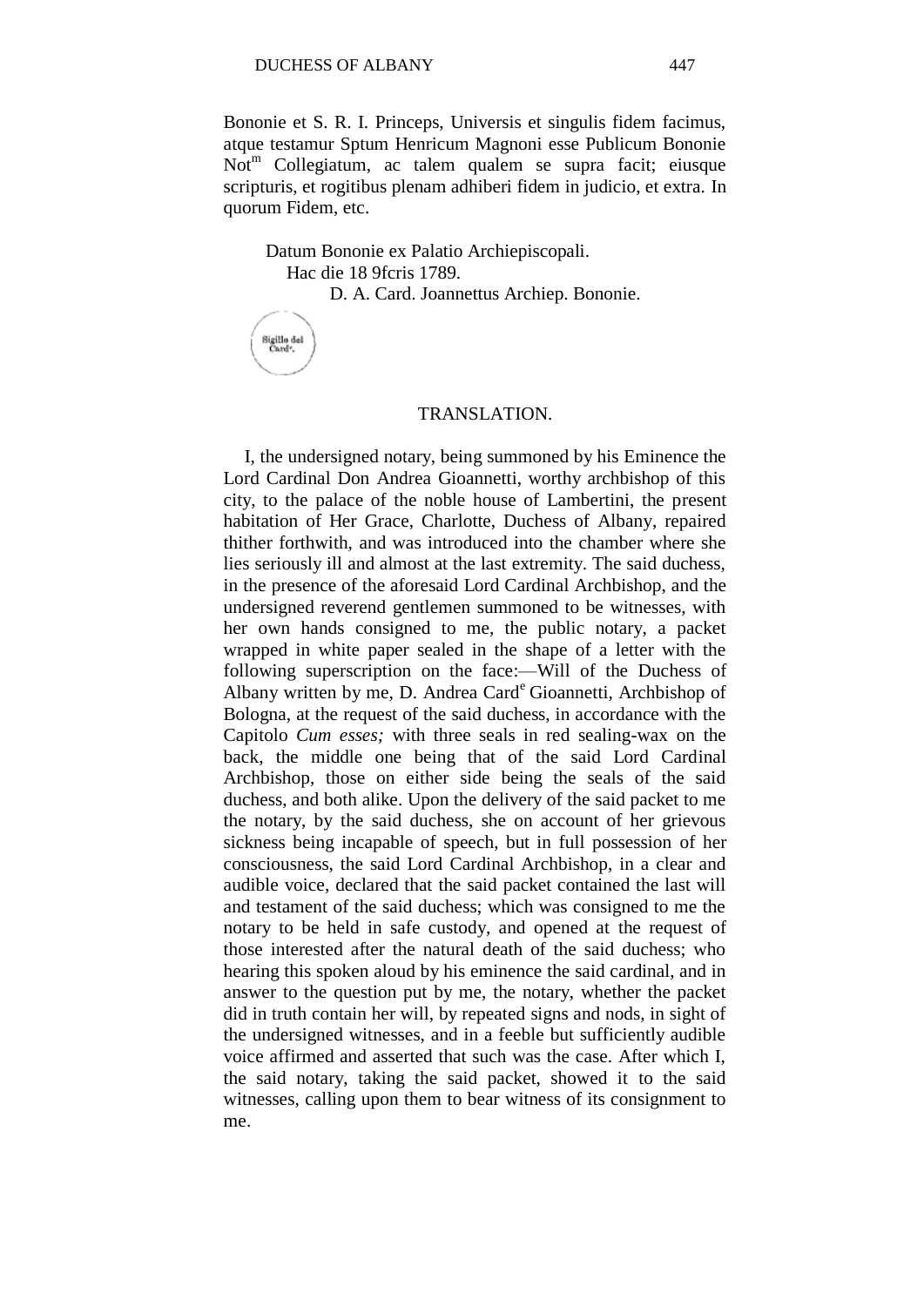Bononie et S. R. I. Princeps, Universis et singulis fidem facimus, atque testamur Sptum Henricum Magnoni esse Publicum Bononie Not[m] Collegiatum, ac talem qualem se supra facit; eiusque scripturis, et rogitibus plenam adhiberi fidem in judicio, et extra. In quorum Fidem, etc.

Datum Bononie ex Palatio Archiepiscopali.
Hac die 18 9fcris 1789.
D. A. Card. Joannettus Archiep. Bononie.

Sigillo del Card[e].

## TRANSLATION.

I, the undersigned notary, being summoned by his Eminence the Lord Cardinal Don Andrea Gioannetti, worthy archbishop of this city, to the palace of the noble house of Lambertini, the present habitation of Her Grace, Charlotte, Duchess of Albany, repaired thither forthwith, and was introduced into the chamber where she lies seriously ill and almost at the last extremity. The said duchess, in the presence of the aforesaid Lord Cardinal Archbishop, and the undersigned reverend gentlemen summoned to be witnesses, with her own hands consigned to me, the public notary, a packet wrapped in white paper sealed in the shape of a letter with the following superscription on the face:—Will of the Duchess of Albany written by me, D. Andrea Card[e] Gioannetti, Archbishop of Bologna, at the request of the said duchess, in accordance with the Capitolo *Cum esses;* with three seals in red sealing-wax on the back, the middle one being that of the said Lord Cardinal Archbishop, those on either side being the seals of the said duchess, and both alike. Upon the delivery of the said packet to me the notary, by the said duchess, she on account of her grievous sickness being incapable of speech, but in full possession of her consciousness, the said Lord Cardinal Archbishop, in a clear and audible voice, declared that the said packet contained the last will and testament of the said duchess; which was consigned to me the notary to be held in safe custody, and opened at the request of those interested after the natural death of the said duchess; who hearing this spoken aloud by his eminence the said cardinal, and in answer to the question put by me, the notary, whether the packet did in truth contain her will, by repeated signs and nods, in sight of the undersigned witnesses, and in a feeble but sufficiently audible voice affirmed and asserted that such was the case. After which I, the said notary, taking the said packet, showed it to the said witnesses, calling upon them to bear witness of its consignment to me.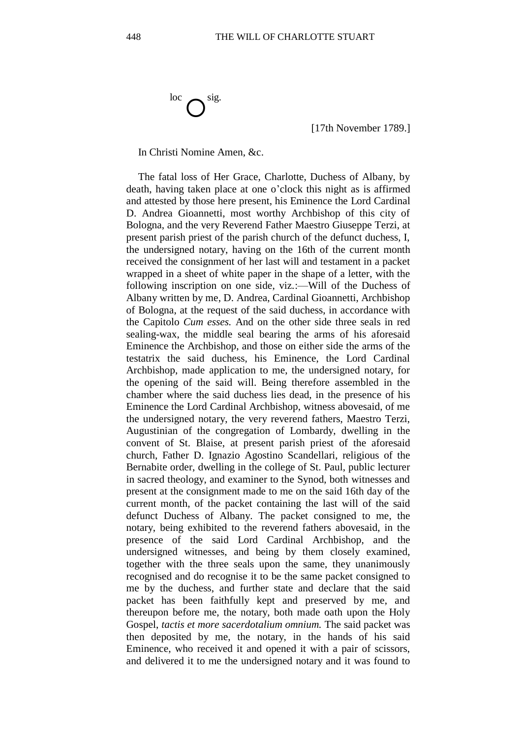loc ◯ sig.

[17th November 1789.]

In Christi Nomine Amen, &c.

The fatal loss of Her Grace, Charlotte, Duchess of Albany, by death, having taken place at one o'clock this night as is affirmed and attested by those here present, his Eminence the Lord Cardinal D. Andrea Gioannetti, most worthy Archbishop of this city of Bologna, and the very Reverend Father Maestro Giuseppe Terzi, at present parish priest of the parish church of the defunct duchess, I, the undersigned notary, having on the 16th of the current month received the consignment of her last will and testament in a packet wrapped in a sheet of white paper in the shape of a letter, with the following inscription on one side, viz.:—Will of the Duchess of Albany written by me, D. Andrea, Cardinal Gioannetti, Archbishop of Bologna, at the request of the said duchess, in accordance with the Capitolo *Cum esses.* And on the other side three seals in red sealing-wax, the middle seal bearing the arms of his aforesaid Eminence the Archbishop, and those on either side the arms of the testatrix the said duchess, his Eminence, the Lord Cardinal Archbishop, made application to me, the undersigned notary, for the opening of the said will. Being therefore assembled in the chamber where the said duchess lies dead, in the presence of his Eminence the Lord Cardinal Archbishop, witness abovesaid, of me the undersigned notary, the very reverend fathers, Maestro Terzi, Augustinian of the congregation of Lombardy, dwelling in the convent of St. Blaise, at present parish priest of the aforesaid church, Father D. Ignazio Agostino Scandellari, religious of the Bernabite order, dwelling in the college of St. Paul, public lecturer in sacred theology, and examiner to the Synod, both witnesses and present at the consignment made to me on the said 16th day of the current month, of the packet containing the last will of the said defunct Duchess of Albany. The packet consigned to me, the notary, being exhibited to the reverend fathers abovesaid, in the presence of the said Lord Cardinal Archbishop, and the undersigned witnesses, and being by them closely examined, together with the three seals upon the same, they unanimously recognised and do recognise it to be the same packet consigned to me by the duchess, and further state and declare that the said packet has been faithfully kept and preserved by me, and thereupon before me, the notary, both made oath upon the Holy Gospel, *tactis et more sacerdotalium omnium.* The said packet was then deposited by me, the notary, in the hands of his said Eminence, who received it and opened it with a pair of scissors, and delivered it to me the undersigned notary and it was found to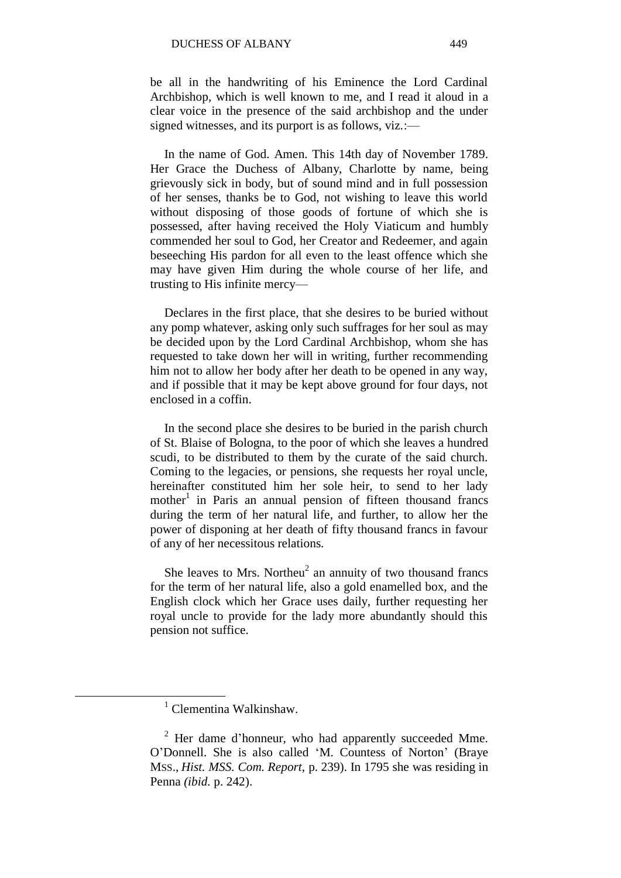be all in the handwriting of his Eminence the Lord Cardinal Archbishop, which is well known to me, and I read it aloud in a clear voice in the presence of the said archbishop and the under signed witnesses, and its purport is as follows, viz.:—

In the name of God. Amen. This 14th day of November 1789. Her Grace the Duchess of Albany, Charlotte by name, being grievously sick in body, but of sound mind and in full possession of her senses, thanks be to God, not wishing to leave this world without disposing of those goods of fortune of which she is possessed, after having received the Holy Viaticum and humbly commended her soul to God, her Creator and Redeemer, and again beseeching His pardon for all even to the least offence which she may have given Him during the whole course of her life, and trusting to His infinite mercy—

Declares in the first place, that she desires to be buried without any pomp whatever, asking only such suffrages for her soul as may be decided upon by the Lord Cardinal Archbishop, whom she has requested to take down her will in writing, further recommending him not to allow her body after her death to be opened in any way, and if possible that it may be kept above ground for four days, not enclosed in a coffin.

In the second place she desires to be buried in the parish church of St. Blaise of Bologna, to the poor of which she leaves a hundred scudi, to be distributed to them by the curate of the said church. Coming to the legacies, or pensions, she requests her royal uncle, hereinafter constituted him her sole heir, to send to her lady mother[1] in Paris an annual pension of fifteen thousand francs during the term of her natural life, and further, to allow her the power of disponing at her death of fifty thousand francs in favour of any of her necessitous relations.

She leaves to Mrs. Northeu[2] an annuity of two thousand francs for the term of her natural life, also a gold enamelled box, and the English clock which her Grace uses daily, further requesting her royal uncle to provide for the lady more abundantly should this pension not suffice.

---

[1] Clementina Walkinshaw.

[2] Her dame d'honneur, who had apparently succeeded Mme. O'Donnell. She is also called 'M. Countess of Norton' (Braye MSS., *Hist. MSS. Com. Report*, p. 239). In 1795 she was residing in Penna *(ibid.* p. 242).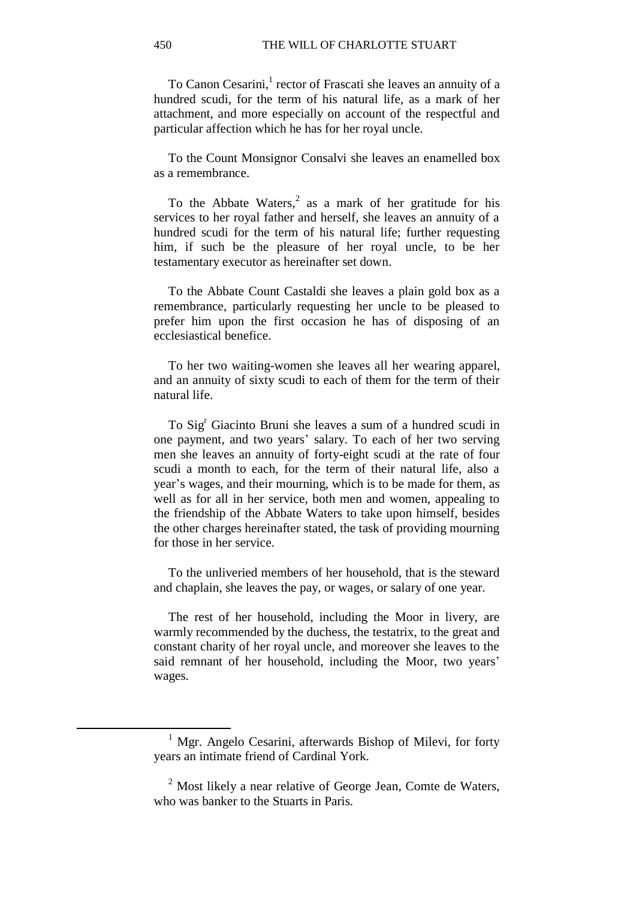To Canon Cesarini,[1] rector of Frascati she leaves an annuity of a hundred scudi, for the term of his natural life, as a mark of her attachment, and more especially on account of the respectful and particular affection which he has for her royal uncle.

To the Count Monsignor Consalvi she leaves an enamelled box as a remembrance.

To the Abbate Waters,[2] as a mark of her gratitude for his services to her royal father and herself, she leaves an annuity of a hundred scudi for the term of his natural life; further requesting him, if such be the pleasure of her royal uncle, to be her testamentary executor as hereinafter set down.

To the Abbate Count Castaldi she leaves a plain gold box as a remembrance, particularly requesting her uncle to be pleased to prefer him upon the first occasion he has of disposing of an ecclesiastical benefice.

To her two waiting-women she leaves all her wearing apparel, and an annuity of sixty scudi to each of them for the term of their natural life.

To Sig[r] Giacinto Bruni she leaves a sum of a hundred scudi in one payment, and two years' salary. To each of her two serving men she leaves an annuity of forty-eight scudi at the rate of four scudi a month to each, for the term of their natural life, also a year's wages, and their mourning, which is to be made for them, as well as for all in her service, both men and women, appealing to the friendship of the Abbate Waters to take upon himself, besides the other charges hereinafter stated, the task of providing mourning for those in her service.

To the unliveried members of her household, that is the steward and chaplain, she leaves the pay, or wages, or salary of one year.

The rest of her household, including the Moor in livery, are warmly recommended by the duchess, the testatrix, to the great and constant charity of her royal uncle, and moreover she leaves to the said remnant of her household, including the Moor, two years' wages.

---

[1] Mgr. Angelo Cesarini, afterwards Bishop of Milevi, for forty years an intimate friend of Cardinal York.

[2] Most likely a near relative of George Jean, Comte de Waters, who was banker to the Stuarts in Paris.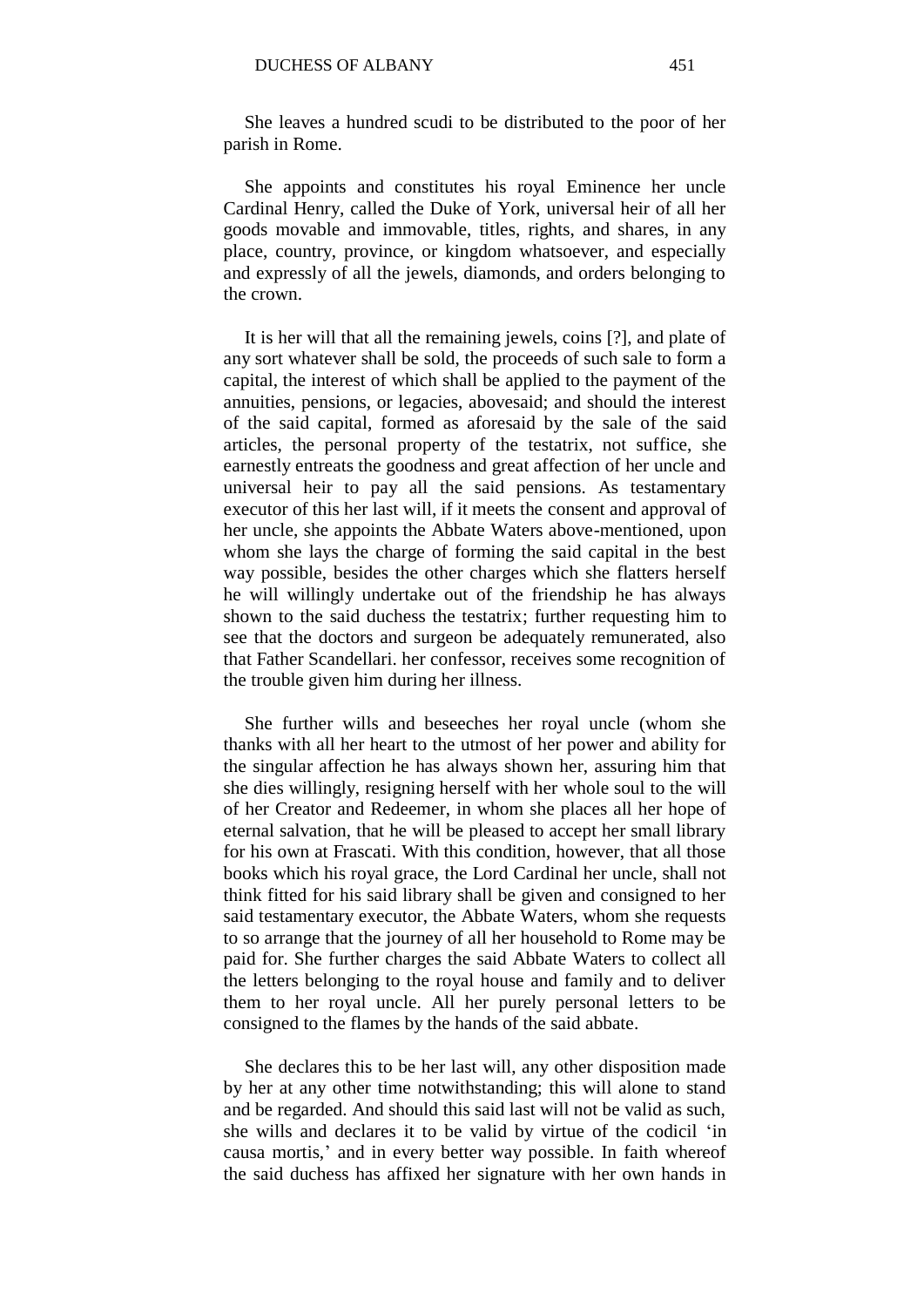She leaves a hundred scudi to be distributed to the poor of her parish in Rome.

She appoints and constitutes his royal Eminence her uncle Cardinal Henry, called the Duke of York, universal heir of all her goods movable and immovable, titles, rights, and shares, in any place, country, province, or kingdom whatsoever, and especially and expressly of all the jewels, diamonds, and orders belonging to the crown.

It is her will that all the remaining jewels, coins [?], and plate of any sort whatever shall be sold, the proceeds of such sale to form a capital, the interest of which shall be applied to the payment of the annuities, pensions, or legacies, abovesaid; and should the interest of the said capital, formed as aforesaid by the sale of the said articles, the personal property of the testatrix, not suffice, she earnestly entreats the goodness and great affection of her uncle and universal heir to pay all the said pensions. As testamentary executor of this her last will, if it meets the consent and approval of her uncle, she appoints the Abbate Waters above-mentioned, upon whom she lays the charge of forming the said capital in the best way possible, besides the other charges which she flatters herself he will willingly undertake out of the friendship he has always shown to the said duchess the testatrix; further requesting him to see that the doctors and surgeon be adequately remunerated, also that Father Scandellari. her confessor, receives some recognition of the trouble given him during her illness.

She further wills and beseeches her royal uncle (whom she thanks with all her heart to the utmost of her power and ability for the singular affection he has always shown her, assuring him that she dies willingly, resigning herself with her whole soul to the will of her Creator and Redeemer, in whom she places all her hope of eternal salvation, that he will be pleased to accept her small library for his own at Frascati. With this condition, however, that all those books which his royal grace, the Lord Cardinal her uncle, shall not think fitted for his said library shall be given and consigned to her said testamentary executor, the Abbate Waters, whom she requests to so arrange that the journey of all her household to Rome may be paid for. She further charges the said Abbate Waters to collect all the letters belonging to the royal house and family and to deliver them to her royal uncle. All her purely personal letters to be consigned to the flames by the hands of the said abbate.

She declares this to be her last will, any other disposition made by her at any other time notwithstanding; this will alone to stand and be regarded. And should this said last will not be valid as such, she wills and declares it to be valid by virtue of the codicil 'in causa mortis,' and in every better way possible. In faith whereof the said duchess has affixed her signature with her own hands in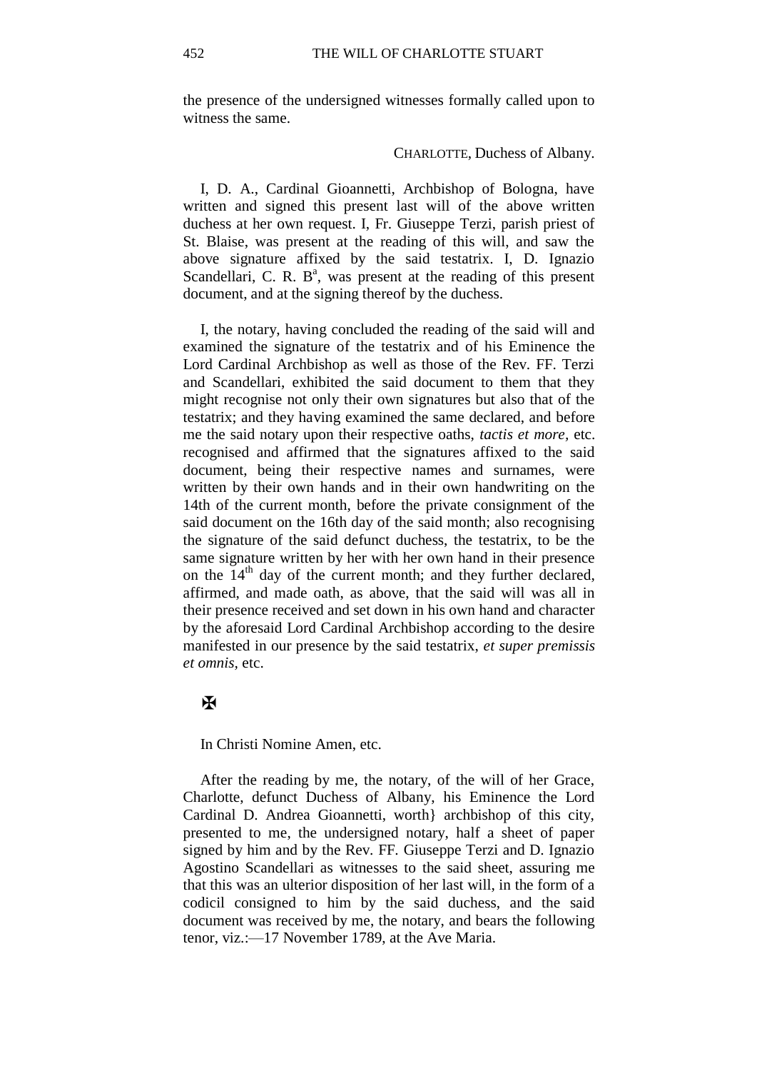the presence of the undersigned witnesses formally called upon to witness the same.

CHARLOTTE, Duchess of Albany.

I, D. A., Cardinal Gioannetti, Archbishop of Bologna, have written and signed this present last will of the above written duchess at her own request. I, Fr. Giuseppe Terzi, parish priest of St. Blaise, was present at the reading of this will, and saw the above signature affixed by the said testatrix. I, D. Ignazio Scandellari, C. R. B[a], was present at the reading of this present document, and at the signing thereof by the duchess.

I, the notary, having concluded the reading of the said will and examined the signature of the testatrix and of his Eminence the Lord Cardinal Archbishop as well as those of the Rev. FF. Terzi and Scandellari, exhibited the said document to them that they might recognise not only their own signatures but also that of the testatrix; and they having examined the same declared, and before me the said notary upon their respective oaths, *tactis et more*, etc. recognised and affirmed that the signatures affixed to the said document, being their respective names and surnames, were written by their own hands and in their own handwriting on the 14th of the current month, before the private consignment of the said document on the 16th day of the said month; also recognising the signature of the said defunct duchess, the testatrix, to be the same signature written by her with her own hand in their presence on the 14th day of the current month; and they further declared, affirmed, and made oath, as above, that the said will was all in their presence received and set down in his own hand and character by the aforesaid Lord Cardinal Archbishop according to the desire manifested in our presence by the said testatrix, *et super premissis et omnis*, etc.

✠

In Christi Nomine Amen, etc.

After the reading by me, the notary, of the will of her Grace, Charlotte, defunct Duchess of Albany, his Eminence the Lord Cardinal D. Andrea Gioannetti, worth} archbishop of this city, presented to me, the undersigned notary, half a sheet of paper signed by him and by the Rev. FF. Giuseppe Terzi and D. Ignazio Agostino Scandellari as witnesses to the said sheet, assuring me that this was an ulterior disposition of her last will, in the form of a codicil consigned to him by the said duchess, and the said document was received by me, the notary, and bears the following tenor, viz.:—17 November 1789, at the Ave Maria.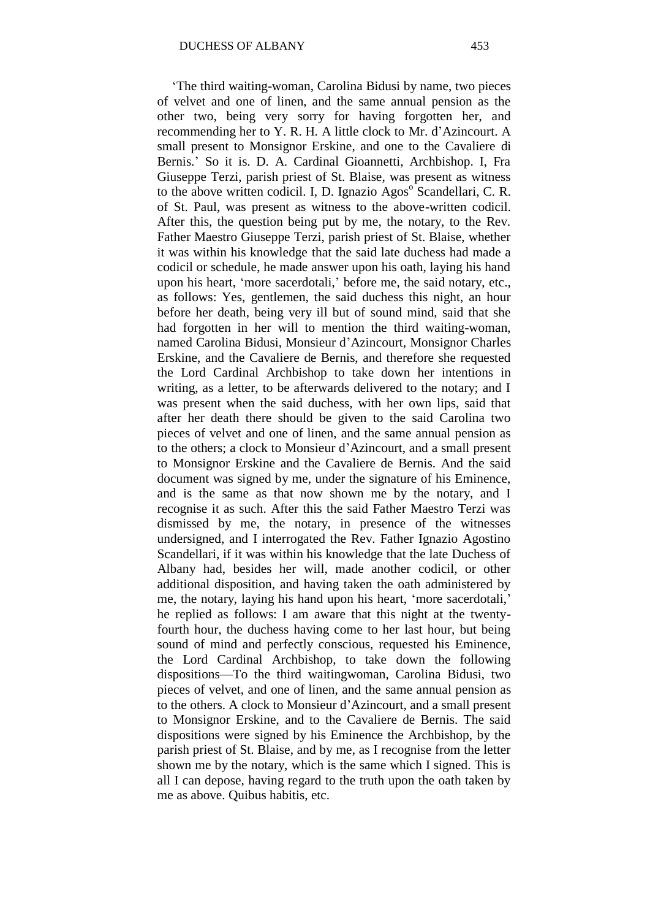'The third waiting-woman, Carolina Bidusi by name, two pieces of velvet and one of linen, and the same annual pension as the other two, being very sorry for having forgotten her, and recommending her to Y. R. H. A little clock to Mr. d'Azincourt. A small present to Monsignor Erskine, and one to the Cavaliere di Bernis.' So it is. D. A. Cardinal Gioannetti, Archbishop. I, Fra Giuseppe Terzi, parish priest of St. Blaise, was present as witness to the above written codicil. I, D. Ignazio Agos[o] Scandellari, C. R. of St. Paul, was present as witness to the above-written codicil. After this, the question being put by me, the notary, to the Rev. Father Maestro Giuseppe Terzi, parish priest of St. Blaise, whether it was within his knowledge that the said late duchess had made a codicil or schedule, he made answer upon his oath, laying his hand upon his heart, 'more sacerdotali,' before me, the said notary, etc., as follows: Yes, gentlemen, the said duchess this night, an hour before her death, being very ill but of sound mind, said that she had forgotten in her will to mention the third waiting-woman, named Carolina Bidusi, Monsieur d'Azincourt, Monsignor Charles Erskine, and the Cavaliere de Bernis, and therefore she requested the Lord Cardinal Archbishop to take down her intentions in writing, as a letter, to be afterwards delivered to the notary; and I was present when the said duchess, with her own lips, said that after her death there should be given to the said Carolina two pieces of velvet and one of linen, and the same annual pension as to the others; a clock to Monsieur d'Azincourt, and a small present to Monsignor Erskine and the Cavaliere de Bernis. And the said document was signed by me, under the signature of his Eminence, and is the same as that now shown me by the notary, and I recognise it as such. After this the said Father Maestro Terzi was dismissed by me, the notary, in presence of the witnesses undersigned, and I interrogated the Rev. Father Ignazio Agostino Scandellari, if it was within his knowledge that the late Duchess of Albany had, besides her will, made another codicil, or other additional disposition, and having taken the oath administered by me, the notary, laying his hand upon his heart, 'more sacerdotali,' he replied as follows: I am aware that this night at the twenty-fourth hour, the duchess having come to her last hour, but being sound of mind and perfectly conscious, requested his Eminence, the Lord Cardinal Archbishop, to take down the following dispositions—To the third waitingwoman, Carolina Bidusi, two pieces of velvet, and one of linen, and the same annual pension as to the others. A clock to Monsieur d'Azincourt, and a small present to Monsignor Erskine, and to the Cavaliere de Bernis. The said dispositions were signed by his Eminence the Archbishop, by the parish priest of St. Blaise, and by me, as I recognise from the letter shown me by the notary, which is the same which I signed. This is all I can depose, having regard to the truth upon the oath taken by me as above. Quibus habitis, etc.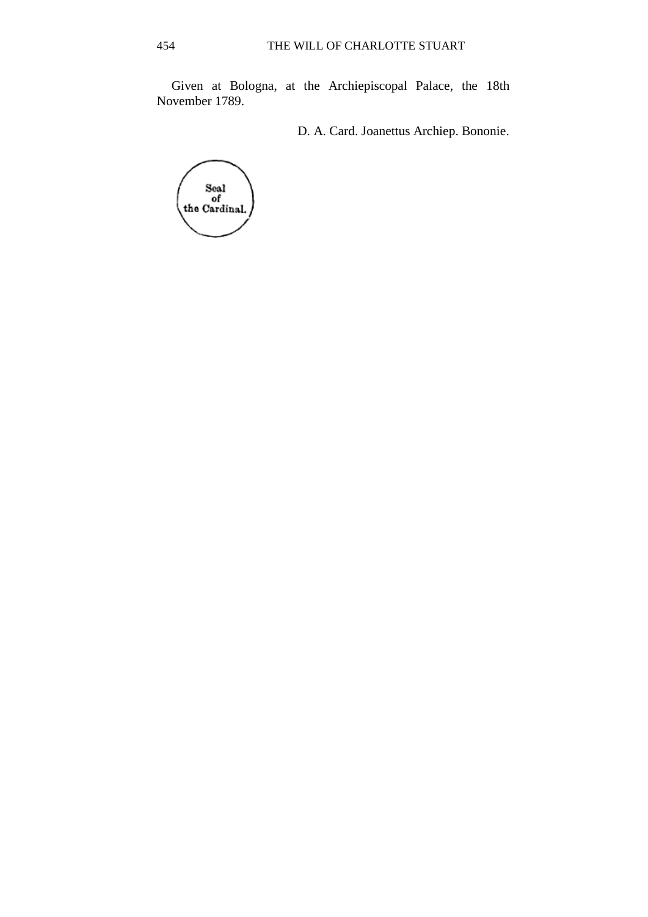Given at Bologna, at the Archiepiscopal Palace, the 18th November 1789.

D. A. Card. Joanettus Archiep. Bononie.

Seal
of
the Cardinal.